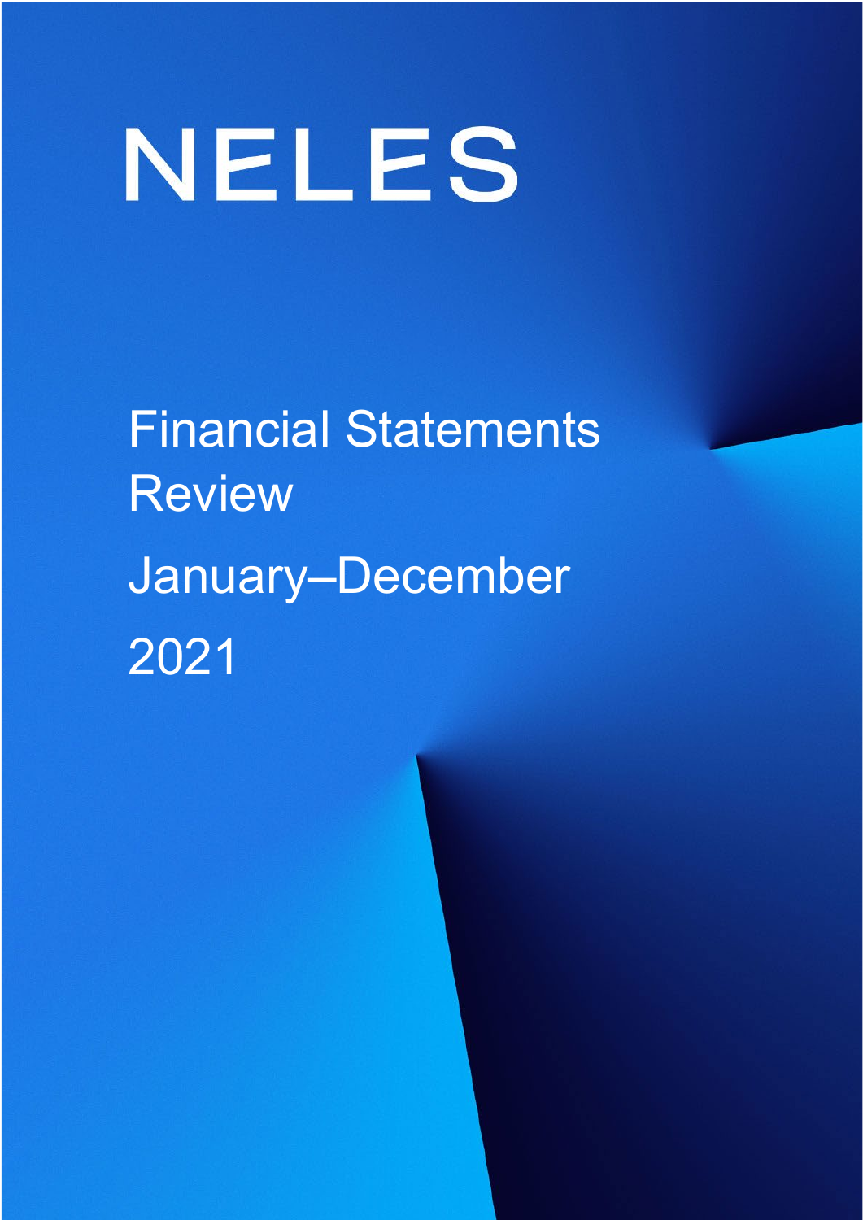# NELES

## Financial Statements Review

## January–December 2021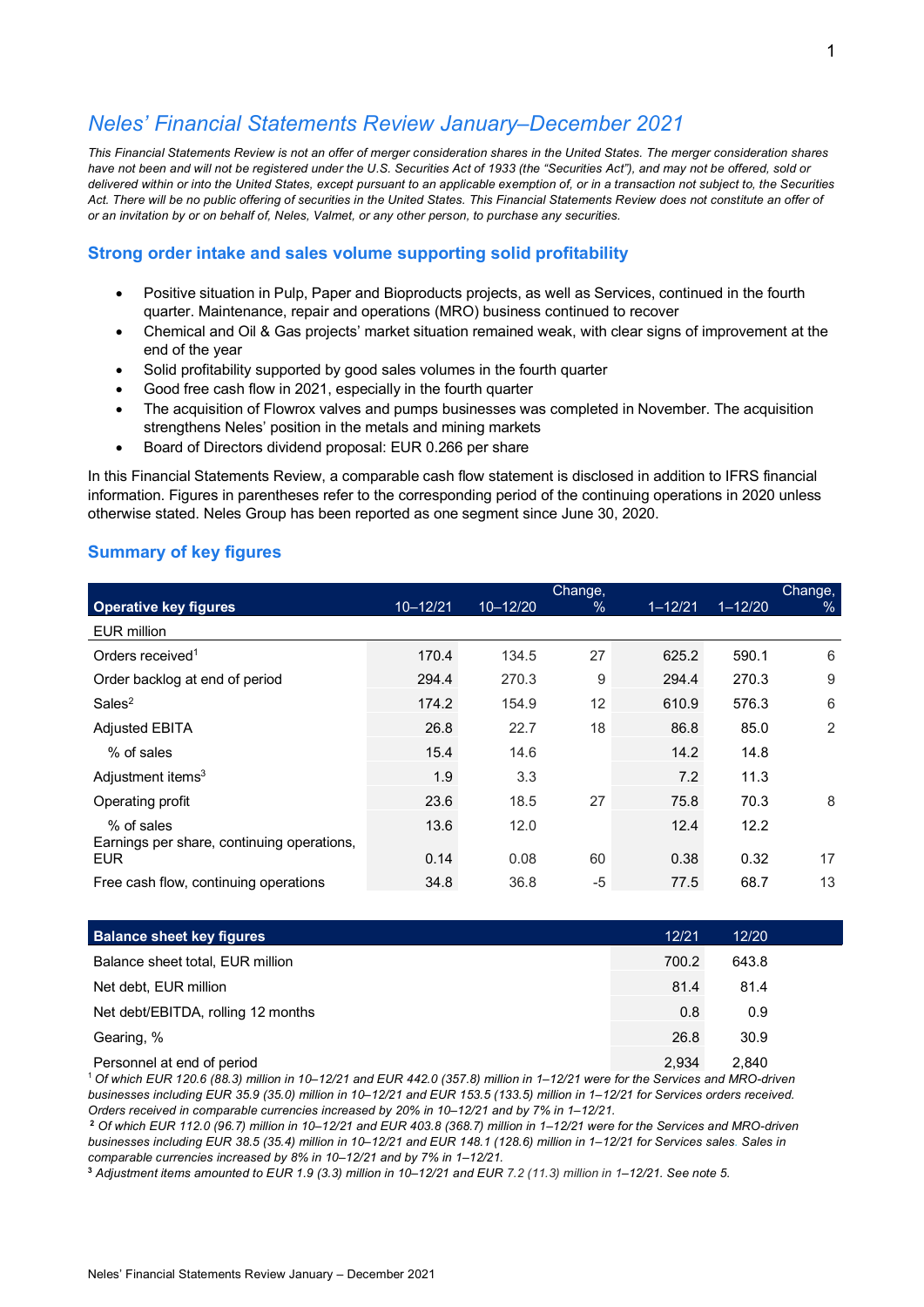# Neles' Financial Statements Review January–December 2021

*This Financial Statements Review is not an offer of merger consideration shares in the United States. The merger consideration shares have not been and will not be registered under the U.S. Securities Act of 1933 (the "Securities Act"), and may not be offered, sold or delivered within or into the United States, except pursuant to an applicable exemption of, or in a transaction not subject to, the Securities Act. There will be no public offering of securities in the United States. This Financial Statements Review does not constitute an offer of or an invitation by or on behalf of, Neles, Valmet, or any other person, to purchase any securities.*

## Strong order intake and sales volume supporting solid profitability

- Positive situation in Pulp, Paper and Bioproducts projects, as well as Services, continued in the fourth quarter. Maintenance, repair and operations (MRO) business continued to recover
- Chemical and Oil & Gas projects' market situation remained weak, with clear signs of improvement at the end of the year
- Solid profitability supported by good sales volumes in the fourth quarter
- Good free cash flow in 2021, especially in the fourth quarter
- The acquisition of Flowrox valves and pumps businesses was completed in November. The acquisition strengthens Neles' position in the metals and mining markets
- Board of Directors dividend proposal: EUR 0.266 per share

In this Financial Statements Review, a comparable cash flow statement is disclosed in addition to IFRS financial information. Figures in parentheses refer to the corresponding period of the continuing operations in 2020 unless otherwise stated. Neles Group has been reported as one segment since June 30, 2020.

## Summary of key figures

| Operative key figures | 10–12/21 | 10–12/20 | Change, % | 1–12/21 | 1–12/20 | Change, % |
|---|---|---|---|---|---|---|
| EUR million | | | | | | |
| Orders received[1] | 170.4 | 134.5 | 27 | 625.2 | 590.1 | 6 |
| Order backlog at end of period | 294.4 | 270.3 | 9 | 294.4 | 270.3 | 9 |
| Sales[2] | 174.2 | 154.9 | 12 | 610.9 | 576.3 | 6 |
| Adjusted EBITA | 26.8 | 22.7 | 18 | 86.8 | 85.0 | 2 |
| % of sales | 15.4 | 14.6 | | 14.2 | 14.8 | |
| Adjustment items[3] | 1.9 | 3.3 | | 7.2 | 11.3 | |
| Operating profit | 23.6 | 18.5 | 27 | 75.8 | 70.3 | 8 |
| % of sales | 13.6 | 12.0 | | 12.4 | 12.2 | |
| Earnings per share, continuing operations, EUR | 0.14 | 0.08 | 60 | 0.38 | 0.32 | 17 |
| Free cash flow, continuing operations | 34.8 | 36.8 | -5 | 77.5 | 68.7 | 13 |

| Balance sheet key figures | 12/21 | 12/20 |
|---|---|---|
| Balance sheet total, EUR million | 700.2 | 643.8 |
| Net debt, EUR million | 81.4 | 81.4 |
| Net debt/EBITDA, rolling 12 months | 0.8 | 0.9 |
| Gearing, % | 26.8 | 30.9 |
| Personnel at end of period | 2,934 | 2,840 |

*[1] Of which EUR 120.6 (88.3) million in 10–12/21 and EUR 442.0 (357.8) million in 1–12/21 were for the Services and MRO-driven businesses including EUR 35.9 (35.0) million in 10–12/21 and EUR 153.5 (133.5) million in 1–12/21 for Services orders received. Orders received in comparable currencies increased by 20% in 10–12/21 and by 7% in 1–12/21.*

*[2] Of which EUR 112.0 (96.7) million in 10–12/21 and EUR 403.8 (368.7) million in 1–12/21 were for the Services and MRO-driven businesses including EUR 38.5 (35.4) million in 10–12/21 and EUR 148.1 (128.6) million in 1–12/21 for Services sales. Sales in comparable currencies increased by 8% in 10–12/21 and by 7% in 1–12/21.*

*[3] Adjustment items amounted to EUR 1.9 (3.3) million in 10–12/21 and EUR 7.2 (11.3) million in 1–12/21. See note 5.*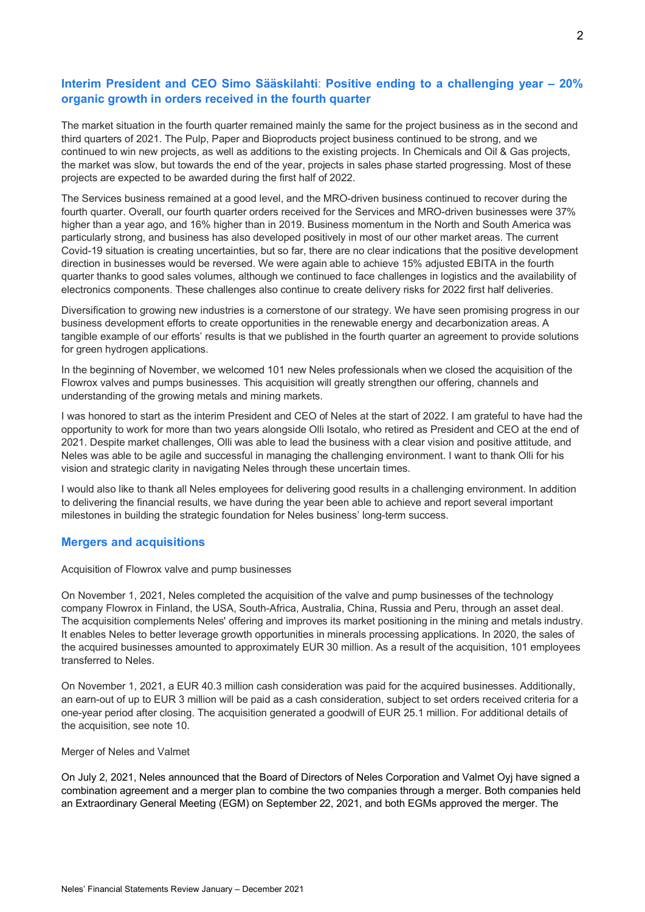## Interim President and CEO Simo Sääskilahti: Positive ending to a challenging year – 20% organic growth in orders received in the fourth quarter

The market situation in the fourth quarter remained mainly the same for the project business as in the second and third quarters of 2021. The Pulp, Paper and Bioproducts project business continued to be strong, and we continued to win new projects, as well as additions to the existing projects. In Chemicals and Oil & Gas projects, the market was slow, but towards the end of the year, projects in sales phase started progressing. Most of these projects are expected to be awarded during the first half of 2022.

The Services business remained at a good level, and the MRO-driven business continued to recover during the fourth quarter. Overall, our fourth quarter orders received for the Services and MRO-driven businesses were 37% higher than a year ago, and 16% higher than in 2019. Business momentum in the North and South America was particularly strong, and business has also developed positively in most of our other market areas. The current Covid-19 situation is creating uncertainties, but so far, there are no clear indications that the positive development direction in businesses would be reversed. We were again able to achieve 15% adjusted EBITA in the fourth quarter thanks to good sales volumes, although we continued to face challenges in logistics and the availability of electronics components. These challenges also continue to create delivery risks for 2022 first half deliveries.

Diversification to growing new industries is a cornerstone of our strategy. We have seen promising progress in our business development efforts to create opportunities in the renewable energy and decarbonization areas. A tangible example of our efforts' results is that we published in the fourth quarter an agreement to provide solutions for green hydrogen applications.

In the beginning of November, we welcomed 101 new Neles professionals when we closed the acquisition of the Flowrox valves and pumps businesses. This acquisition will greatly strengthen our offering, channels and understanding of the growing metals and mining markets.

I was honored to start as the interim President and CEO of Neles at the start of 2022. I am grateful to have had the opportunity to work for more than two years alongside Olli Isotalo, who retired as President and CEO at the end of 2021. Despite market challenges, Olli was able to lead the business with a clear vision and positive attitude, and Neles was able to be agile and successful in managing the challenging environment. I want to thank Olli for his vision and strategic clarity in navigating Neles through these uncertain times.

I would also like to thank all Neles employees for delivering good results in a challenging environment. In addition to delivering the financial results, we have during the year been able to achieve and report several important milestones in building the strategic foundation for Neles business' long-term success.

## Mergers and acquisitions

Acquisition of Flowrox valve and pump businesses

On November 1, 2021, Neles completed the acquisition of the valve and pump businesses of the technology company Flowrox in Finland, the USA, South-Africa, Australia, China, Russia and Peru, through an asset deal. The acquisition complements Neles' offering and improves its market positioning in the mining and metals industry. It enables Neles to better leverage growth opportunities in minerals processing applications. In 2020, the sales of the acquired businesses amounted to approximately EUR 30 million. As a result of the acquisition, 101 employees transferred to Neles.

On November 1, 2021, a EUR 40.3 million cash consideration was paid for the acquired businesses. Additionally, an earn-out of up to EUR 3 million will be paid as a cash consideration, subject to set orders received criteria for a one-year period after closing. The acquisition generated a goodwill of EUR 25.1 million. For additional details of the acquisition, see note 10.

Merger of Neles and Valmet

On July 2, 2021, Neles announced that the Board of Directors of Neles Corporation and Valmet Oyj have signed a combination agreement and a merger plan to combine the two companies through a merger. Both companies held an Extraordinary General Meeting (EGM) on September 22, 2021, and both EGMs approved the merger. The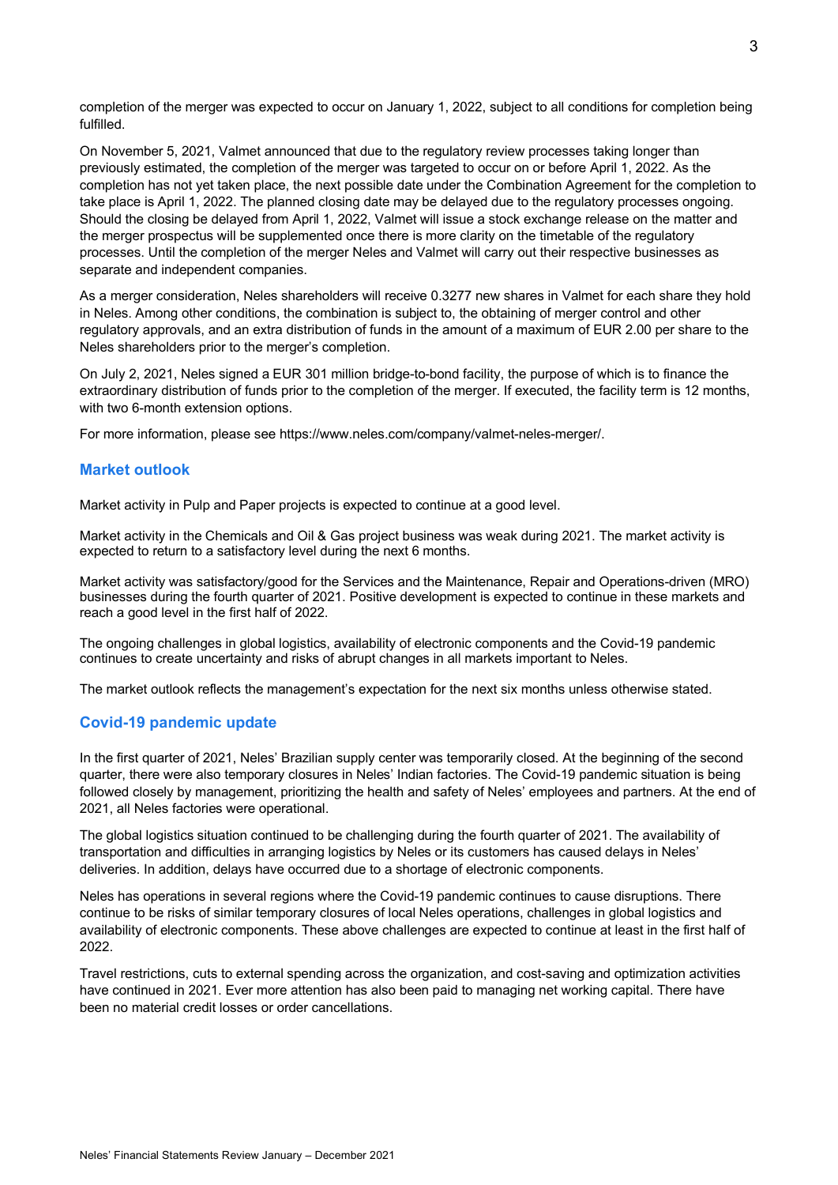completion of the merger was expected to occur on January 1, 2022, subject to all conditions for completion being fulfilled.

On November 5, 2021, Valmet announced that due to the regulatory review processes taking longer than previously estimated, the completion of the merger was targeted to occur on or before April 1, 2022. As the completion has not yet taken place, the next possible date under the Combination Agreement for the completion to take place is April 1, 2022. The planned closing date may be delayed due to the regulatory processes ongoing. Should the closing be delayed from April 1, 2022, Valmet will issue a stock exchange release on the matter and the merger prospectus will be supplemented once there is more clarity on the timetable of the regulatory processes. Until the completion of the merger Neles and Valmet will carry out their respective businesses as separate and independent companies.

As a merger consideration, Neles shareholders will receive 0.3277 new shares in Valmet for each share they hold in Neles. Among other conditions, the combination is subject to, the obtaining of merger control and other regulatory approvals, and an extra distribution of funds in the amount of a maximum of EUR 2.00 per share to the Neles shareholders prior to the merger's completion.

On July 2, 2021, Neles signed a EUR 301 million bridge-to-bond facility, the purpose of which is to finance the extraordinary distribution of funds prior to the completion of the merger. If executed, the facility term is 12 months, with two 6-month extension options.

For more information, please see https://www.neles.com/company/valmet-neles-merger/.

## Market outlook

Market activity in Pulp and Paper projects is expected to continue at a good level.

Market activity in the Chemicals and Oil & Gas project business was weak during 2021. The market activity is expected to return to a satisfactory level during the next 6 months.

Market activity was satisfactory/good for the Services and the Maintenance, Repair and Operations-driven (MRO) businesses during the fourth quarter of 2021. Positive development is expected to continue in these markets and reach a good level in the first half of 2022.

The ongoing challenges in global logistics, availability of electronic components and the Covid-19 pandemic continues to create uncertainty and risks of abrupt changes in all markets important to Neles.

The market outlook reflects the management's expectation for the next six months unless otherwise stated.

## Covid-19 pandemic update

In the first quarter of 2021, Neles' Brazilian supply center was temporarily closed. At the beginning of the second quarter, there were also temporary closures in Neles' Indian factories. The Covid-19 pandemic situation is being followed closely by management, prioritizing the health and safety of Neles' employees and partners. At the end of 2021, all Neles factories were operational.

The global logistics situation continued to be challenging during the fourth quarter of 2021. The availability of transportation and difficulties in arranging logistics by Neles or its customers has caused delays in Neles' deliveries. In addition, delays have occurred due to a shortage of electronic components.

Neles has operations in several regions where the Covid-19 pandemic continues to cause disruptions. There continue to be risks of similar temporary closures of local Neles operations, challenges in global logistics and availability of electronic components. These above challenges are expected to continue at least in the first half of 2022.

Travel restrictions, cuts to external spending across the organization, and cost-saving and optimization activities have continued in 2021. Ever more attention has also been paid to managing net working capital. There have been no material credit losses or order cancellations.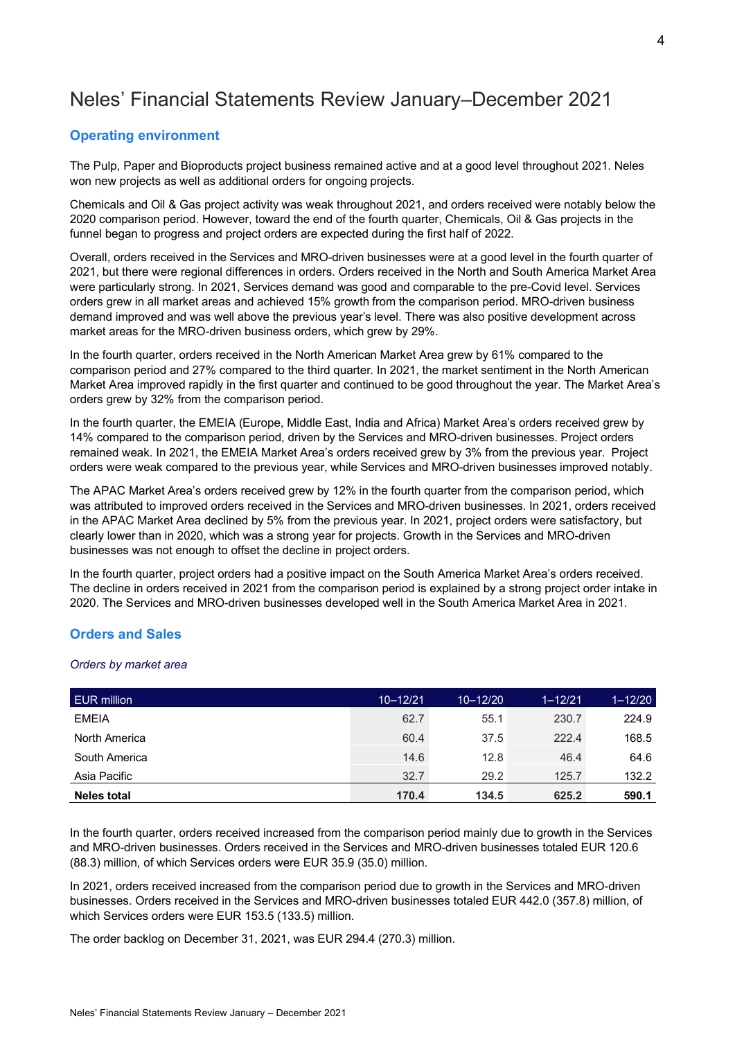# Neles' Financial Statements Review January–December 2021

## Operating environment

The Pulp, Paper and Bioproducts project business remained active and at a good level throughout 2021. Neles won new projects as well as additional orders for ongoing projects.

Chemicals and Oil & Gas project activity was weak throughout 2021, and orders received were notably below the 2020 comparison period. However, toward the end of the fourth quarter, Chemicals, Oil & Gas projects in the funnel began to progress and project orders are expected during the first half of 2022.

Overall, orders received in the Services and MRO-driven businesses were at a good level in the fourth quarter of 2021, but there were regional differences in orders. Orders received in the North and South America Market Area were particularly strong. In 2021, Services demand was good and comparable to the pre-Covid level. Services orders grew in all market areas and achieved 15% growth from the comparison period. MRO-driven business demand improved and was well above the previous year's level. There was also positive development across market areas for the MRO-driven business orders, which grew by 29%.

In the fourth quarter, orders received in the North American Market Area grew by 61% compared to the comparison period and 27% compared to the third quarter. In 2021, the market sentiment in the North American Market Area improved rapidly in the first quarter and continued to be good throughout the year. The Market Area's orders grew by 32% from the comparison period.

In the fourth quarter, the EMEIA (Europe, Middle East, India and Africa) Market Area's orders received grew by 14% compared to the comparison period, driven by the Services and MRO-driven businesses. Project orders remained weak. In 2021, the EMEIA Market Area's orders received grew by 3% from the previous year. Project orders were weak compared to the previous year, while Services and MRO-driven businesses improved notably.

The APAC Market Area's orders received grew by 12% in the fourth quarter from the comparison period, which was attributed to improved orders received in the Services and MRO-driven businesses. In 2021, orders received in the APAC Market Area declined by 5% from the previous year. In 2021, project orders were satisfactory, but clearly lower than in 2020, which was a strong year for projects. Growth in the Services and MRO-driven businesses was not enough to offset the decline in project orders.

In the fourth quarter, project orders had a positive impact on the South America Market Area's orders received. The decline in orders received in 2021 from the comparison period is explained by a strong project order intake in 2020. The Services and MRO-driven businesses developed well in the South America Market Area in 2021.

## Orders and Sales

*Orders by market area*

| EUR million | 10–12/21 | 10–12/20 | 1–12/21 | 1–12/20 |
|---|---|---|---|---|
| EMEIA | 62.7 | 55.1 | 230.7 | 224.9 |
| North America | 60.4 | 37.5 | 222.4 | 168.5 |
| South America | 14.6 | 12.8 | 46.4 | 64.6 |
| Asia Pacific | 32.7 | 29.2 | 125.7 | 132.2 |
| **Neles total** | **170.4** | **134.5** | **625.2** | **590.1** |

In the fourth quarter, orders received increased from the comparison period mainly due to growth in the Services and MRO-driven businesses. Orders received in the Services and MRO-driven businesses totaled EUR 120.6 (88.3) million, of which Services orders were EUR 35.9 (35.0) million.

In 2021, orders received increased from the comparison period due to growth in the Services and MRO-driven businesses. Orders received in the Services and MRO-driven businesses totaled EUR 442.0 (357.8) million, of which Services orders were EUR 153.5 (133.5) million.

The order backlog on December 31, 2021, was EUR 294.4 (270.3) million.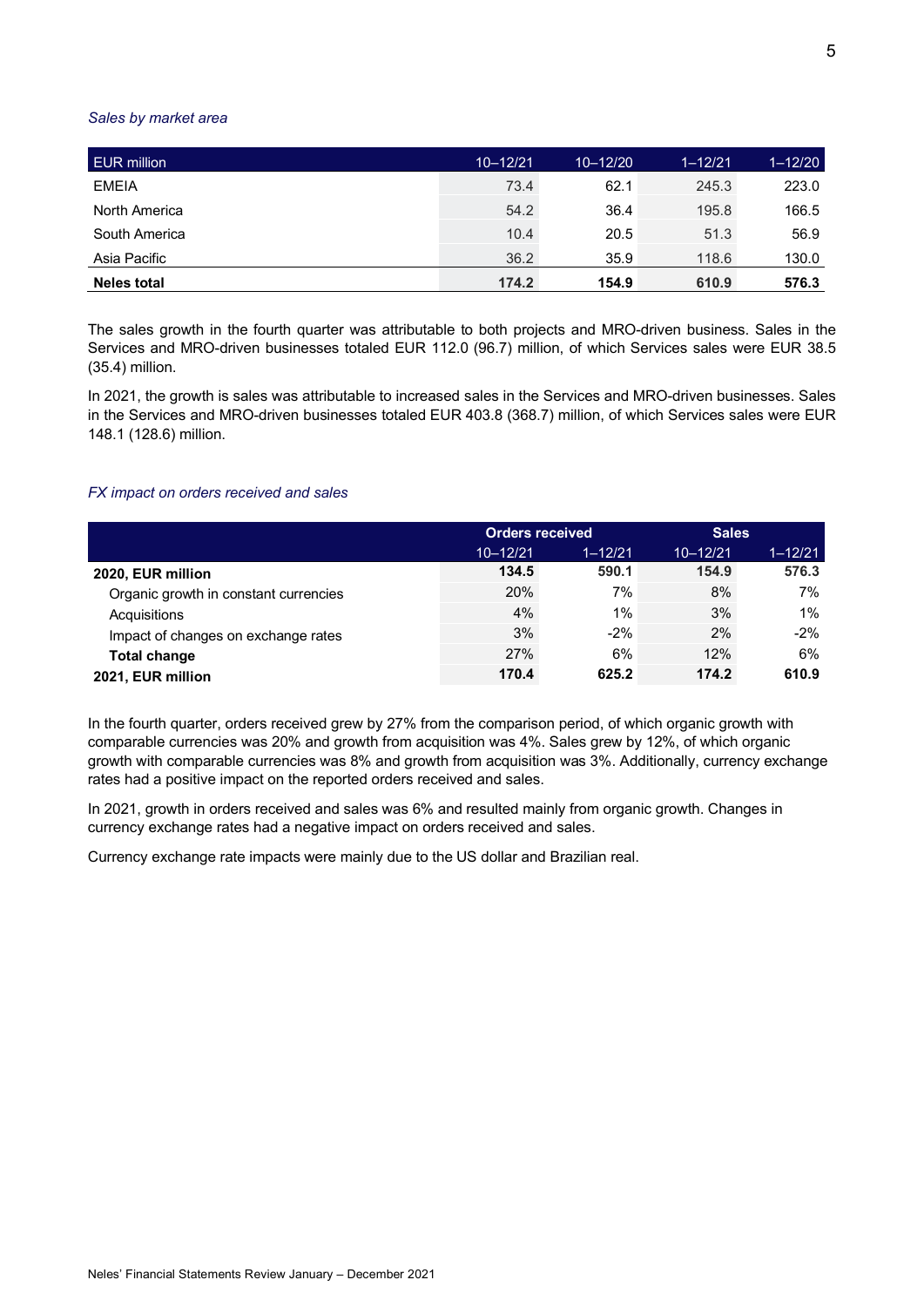*Sales by market area*

| EUR million | 10–12/21 | 10–12/20 | 1–12/21 | 1–12/20 |
|---|---|---|---|---|
| EMEIA | 73.4 | 62.1 | 245.3 | 223.0 |
| North America | 54.2 | 36.4 | 195.8 | 166.5 |
| South America | 10.4 | 20.5 | 51.3 | 56.9 |
| Asia Pacific | 36.2 | 35.9 | 118.6 | 130.0 |
| **Neles total** | **174.2** | **154.9** | **610.9** | **576.3** |

The sales growth in the fourth quarter was attributable to both projects and MRO-driven business. Sales in the Services and MRO-driven businesses totaled EUR 112.0 (96.7) million, of which Services sales were EUR 38.5 (35.4) million.

In 2021, the growth is sales was attributable to increased sales in the Services and MRO-driven businesses. Sales in the Services and MRO-driven businesses totaled EUR 403.8 (368.7) million, of which Services sales were EUR 148.1 (128.6) million.

*FX impact on orders received and sales*

| | Orders received | | Sales | |
|---|---|---|---|---|
| | 10–12/21 | 1–12/21 | 10–12/21 | 1–12/21 |
| **2020, EUR million** | **134.5** | **590.1** | **154.9** | **576.3** |
| Organic growth in constant currencies | 20% | 7% | 8% | 7% |
| Acquisitions | 4% | 1% | 3% | 1% |
| Impact of changes on exchange rates | 3% | -2% | 2% | -2% |
| **Total change** | 27% | 6% | 12% | 6% |
| **2021, EUR million** | **170.4** | **625.2** | **174.2** | **610.9** |

In the fourth quarter, orders received grew by 27% from the comparison period, of which organic growth with comparable currencies was 20% and growth from acquisition was 4%. Sales grew by 12%, of which organic growth with comparable currencies was 8% and growth from acquisition was 3%. Additionally, currency exchange rates had a positive impact on the reported orders received and sales.

In 2021, growth in orders received and sales was 6% and resulted mainly from organic growth. Changes in currency exchange rates had a negative impact on orders received and sales.

Currency exchange rate impacts were mainly due to the US dollar and Brazilian real.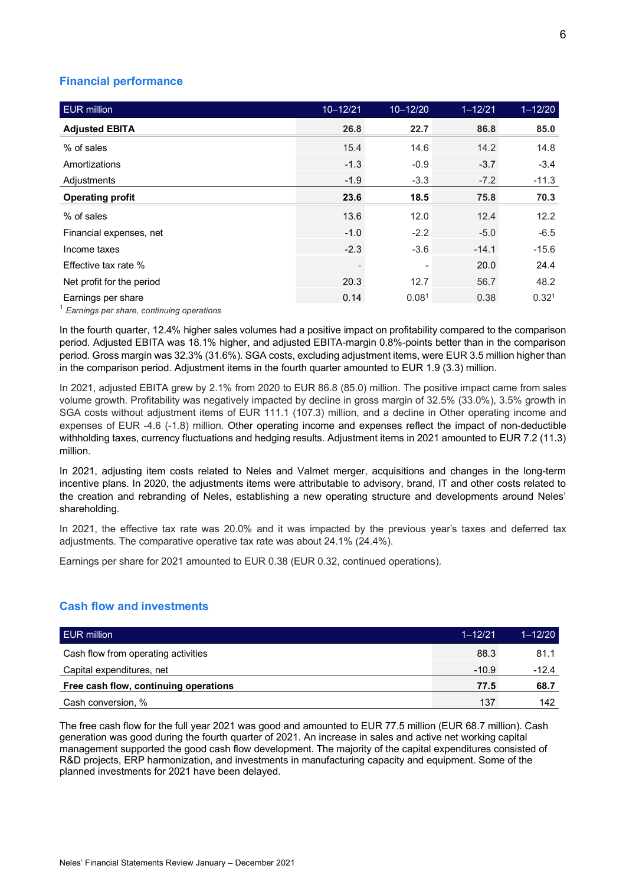## Financial performance

| EUR million | 10–12/21 | 10–12/20 | 1–12/21 | 1–12/20 |
|---|---|---|---|---|
| **Adjusted EBITA** | **26.8** | **22.7** | **86.8** | **85.0** |
| % of sales | 15.4 | 14.6 | 14.2 | 14.8 |
| Amortizations | -1.3 | -0.9 | -3.7 | -3.4 |
| Adjustments | -1.9 | -3.3 | -7.2 | -11.3 |
| **Operating profit** | **23.6** | **18.5** | **75.8** | **70.3** |
| % of sales | 13.6 | 12.0 | 12.4 | 12.2 |
| Financial expenses, net | -1.0 | -2.2 | -5.0 | -6.5 |
| Income taxes | -2.3 | -3.6 | -14.1 | -15.6 |
| Effective tax rate % | - | - | 20.0 | 24.4 |
| Net profit for the period | 20.3 | 12.7 | 56.7 | 48.2 |
| Earnings per share | 0.14 | 0.08[1] | 0.38 | 0.32[1] |

[1] *Earnings per share, continuing operations*

In the fourth quarter, 12.4% higher sales volumes had a positive impact on profitability compared to the comparison period. Adjusted EBITA was 18.1% higher, and adjusted EBITA-margin 0.8%-points better than in the comparison period. Gross margin was 32.3% (31.6%). SGA costs, excluding adjustment items, were EUR 3.5 million higher than in the comparison period. Adjustment items in the fourth quarter amounted to EUR 1.9 (3.3) million.

In 2021, adjusted EBITA grew by 2.1% from 2020 to EUR 86.8 (85.0) million. The positive impact came from sales volume growth. Profitability was negatively impacted by decline in gross margin of 32.5% (33.0%), 3.5% growth in SGA costs without adjustment items of EUR 111.1 (107.3) million, and a decline in Other operating income and expenses of EUR -4.6 (-1.8) million. Other operating income and expenses reflect the impact of non-deductible withholding taxes, currency fluctuations and hedging results. Adjustment items in 2021 amounted to EUR 7.2 (11.3) million.

In 2021, adjusting item costs related to Neles and Valmet merger, acquisitions and changes in the long-term incentive plans. In 2020, the adjustments items were attributable to advisory, brand, IT and other costs related to the creation and rebranding of Neles, establishing a new operating structure and developments around Neles' shareholding.

In 2021, the effective tax rate was 20.0% and it was impacted by the previous year's taxes and deferred tax adjustments. The comparative operative tax rate was about 24.1% (24.4%).

Earnings per share for 2021 amounted to EUR 0.38 (EUR 0.32, continued operations).

## Cash flow and investments

| EUR million | 1–12/21 | 1–12/20 |
|---|---|---|
| Cash flow from operating activities | 88.3 | 81.1 |
| Capital expenditures, net | -10.9 | -12.4 |
| **Free cash flow, continuing operations** | **77.5** | **68.7** |
| Cash conversion, % | 137 | 142 |

The free cash flow for the full year 2021 was good and amounted to EUR 77.5 million (EUR 68.7 million). Cash generation was good during the fourth quarter of 2021. An increase in sales and active net working capital management supported the good cash flow development. The majority of the capital expenditures consisted of R&D projects, ERP harmonization, and investments in manufacturing capacity and equipment. Some of the planned investments for 2021 have been delayed.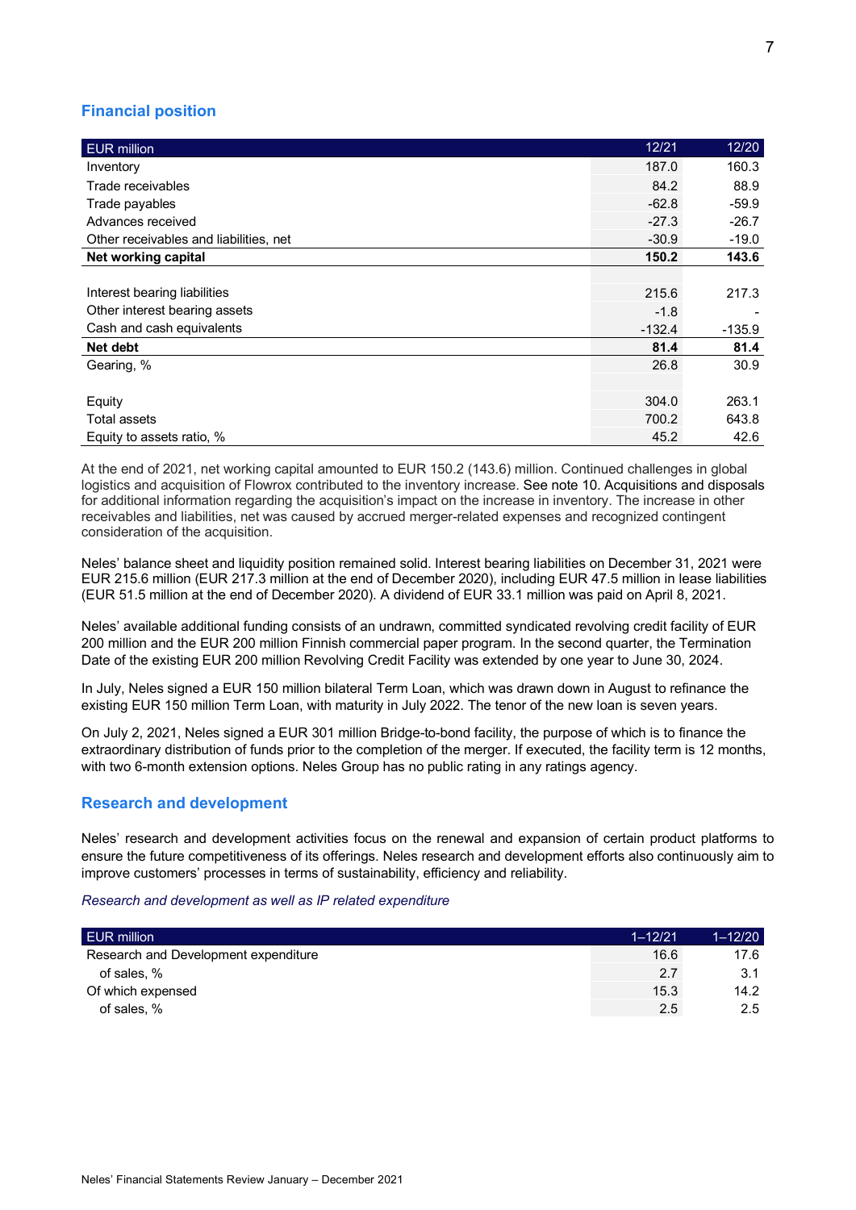## Financial position

| EUR million | 12/21 | 12/20 |
|---|---|---|
| Inventory | 187.0 | 160.3 |
| Trade receivables | 84.2 | 88.9 |
| Trade payables | -62.8 | -59.9 |
| Advances received | -27.3 | -26.7 |
| Other receivables and liabilities, net | -30.9 | -19.0 |
| **Net working capital** | **150.2** | **143.6** |
| | | |
| Interest bearing liabilities | 215.6 | 217.3 |
| Other interest bearing assets | -1.8 | - |
| Cash and cash equivalents | -132.4 | -135.9 |
| **Net debt** | **81.4** | **81.4** |
| Gearing, % | 26.8 | 30.9 |
| | | |
| Equity | 304.0 | 263.1 |
| Total assets | 700.2 | 643.8 |
| Equity to assets ratio, % | 45.2 | 42.6 |

At the end of 2021, net working capital amounted to EUR 150.2 (143.6) million. Continued challenges in global logistics and acquisition of Flowrox contributed to the inventory increase. See note 10. Acquisitions and disposals for additional information regarding the acquisition's impact on the increase in inventory. The increase in other receivables and liabilities, net was caused by accrued merger-related expenses and recognized contingent consideration of the acquisition.

Neles' balance sheet and liquidity position remained solid. Interest bearing liabilities on December 31, 2021 were EUR 215.6 million (EUR 217.3 million at the end of December 2020), including EUR 47.5 million in lease liabilities (EUR 51.5 million at the end of December 2020). A dividend of EUR 33.1 million was paid on April 8, 2021.

Neles' available additional funding consists of an undrawn, committed syndicated revolving credit facility of EUR 200 million and the EUR 200 million Finnish commercial paper program. In the second quarter, the Termination Date of the existing EUR 200 million Revolving Credit Facility was extended by one year to June 30, 2024.

In July, Neles signed a EUR 150 million bilateral Term Loan, which was drawn down in August to refinance the existing EUR 150 million Term Loan, with maturity in July 2022. The tenor of the new loan is seven years.

On July 2, 2021, Neles signed a EUR 301 million Bridge-to-bond facility, the purpose of which is to finance the extraordinary distribution of funds prior to the completion of the merger. If executed, the facility term is 12 months, with two 6-month extension options. Neles Group has no public rating in any ratings agency.

## Research and development

Neles' research and development activities focus on the renewal and expansion of certain product platforms to ensure the future competitiveness of its offerings. Neles research and development efforts also continuously aim to improve customers' processes in terms of sustainability, efficiency and reliability.

*Research and development as well as IP related expenditure*

| EUR million | 1–12/21 | 1–12/20 |
|---|---|---|
| Research and Development expenditure | 16.6 | 17.6 |
| of sales, % | 2.7 | 3.1 |
| Of which expensed | 15.3 | 14.2 |
| of sales, % | 2.5 | 2.5 |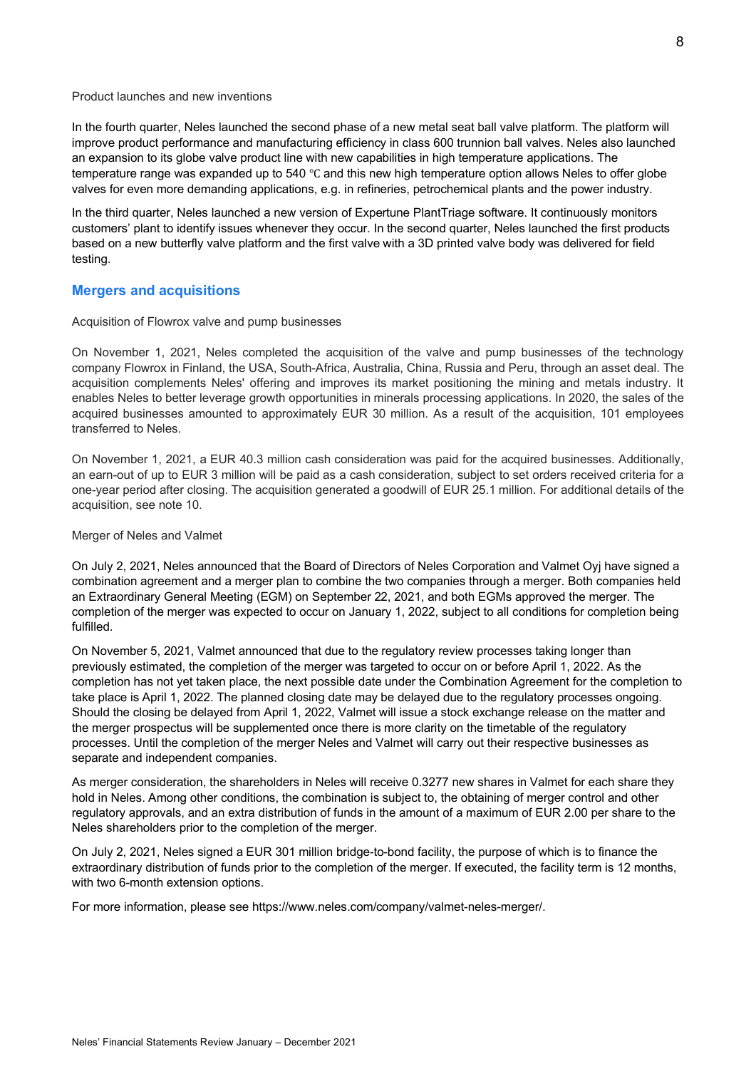Product launches and new inventions

In the fourth quarter, Neles launched the second phase of a new metal seat ball valve platform. The platform will improve product performance and manufacturing efficiency in class 600 trunnion ball valves. Neles also launched an expansion to its globe valve product line with new capabilities in high temperature applications. The temperature range was expanded up to 540 ℃ and this new high temperature option allows Neles to offer globe valves for even more demanding applications, e.g. in refineries, petrochemical plants and the power industry.

In the third quarter, Neles launched a new version of Expertune PlantTriage software. It continuously monitors customers' plant to identify issues whenever they occur. In the second quarter, Neles launched the first products based on a new butterfly valve platform and the first valve with a 3D printed valve body was delivered for field testing.

## Mergers and acquisitions

Acquisition of Flowrox valve and pump businesses

On November 1, 2021, Neles completed the acquisition of the valve and pump businesses of the technology company Flowrox in Finland, the USA, South-Africa, Australia, China, Russia and Peru, through an asset deal. The acquisition complements Neles' offering and improves its market positioning the mining and metals industry. It enables Neles to better leverage growth opportunities in minerals processing applications. In 2020, the sales of the acquired businesses amounted to approximately EUR 30 million. As a result of the acquisition, 101 employees transferred to Neles.

On November 1, 2021, a EUR 40.3 million cash consideration was paid for the acquired businesses. Additionally, an earn-out of up to EUR 3 million will be paid as a cash consideration, subject to set orders received criteria for a one-year period after closing. The acquisition generated a goodwill of EUR 25.1 million. For additional details of the acquisition, see note 10.

Merger of Neles and Valmet

On July 2, 2021, Neles announced that the Board of Directors of Neles Corporation and Valmet Oyj have signed a combination agreement and a merger plan to combine the two companies through a merger. Both companies held an Extraordinary General Meeting (EGM) on September 22, 2021, and both EGMs approved the merger. The completion of the merger was expected to occur on January 1, 2022, subject to all conditions for completion being fulfilled.

On November 5, 2021, Valmet announced that due to the regulatory review processes taking longer than previously estimated, the completion of the merger was targeted to occur on or before April 1, 2022. As the completion has not yet taken place, the next possible date under the Combination Agreement for the completion to take place is April 1, 2022. The planned closing date may be delayed due to the regulatory processes ongoing. Should the closing be delayed from April 1, 2022, Valmet will issue a stock exchange release on the matter and the merger prospectus will be supplemented once there is more clarity on the timetable of the regulatory processes. Until the completion of the merger Neles and Valmet will carry out their respective businesses as separate and independent companies.

As merger consideration, the shareholders in Neles will receive 0.3277 new shares in Valmet for each share they hold in Neles. Among other conditions, the combination is subject to, the obtaining of merger control and other regulatory approvals, and an extra distribution of funds in the amount of a maximum of EUR 2.00 per share to the Neles shareholders prior to the completion of the merger.

On July 2, 2021, Neles signed a EUR 301 million bridge-to-bond facility, the purpose of which is to finance the extraordinary distribution of funds prior to the completion of the merger. If executed, the facility term is 12 months, with two 6-month extension options.

For more information, please see https://www.neles.com/company/valmet-neles-merger/.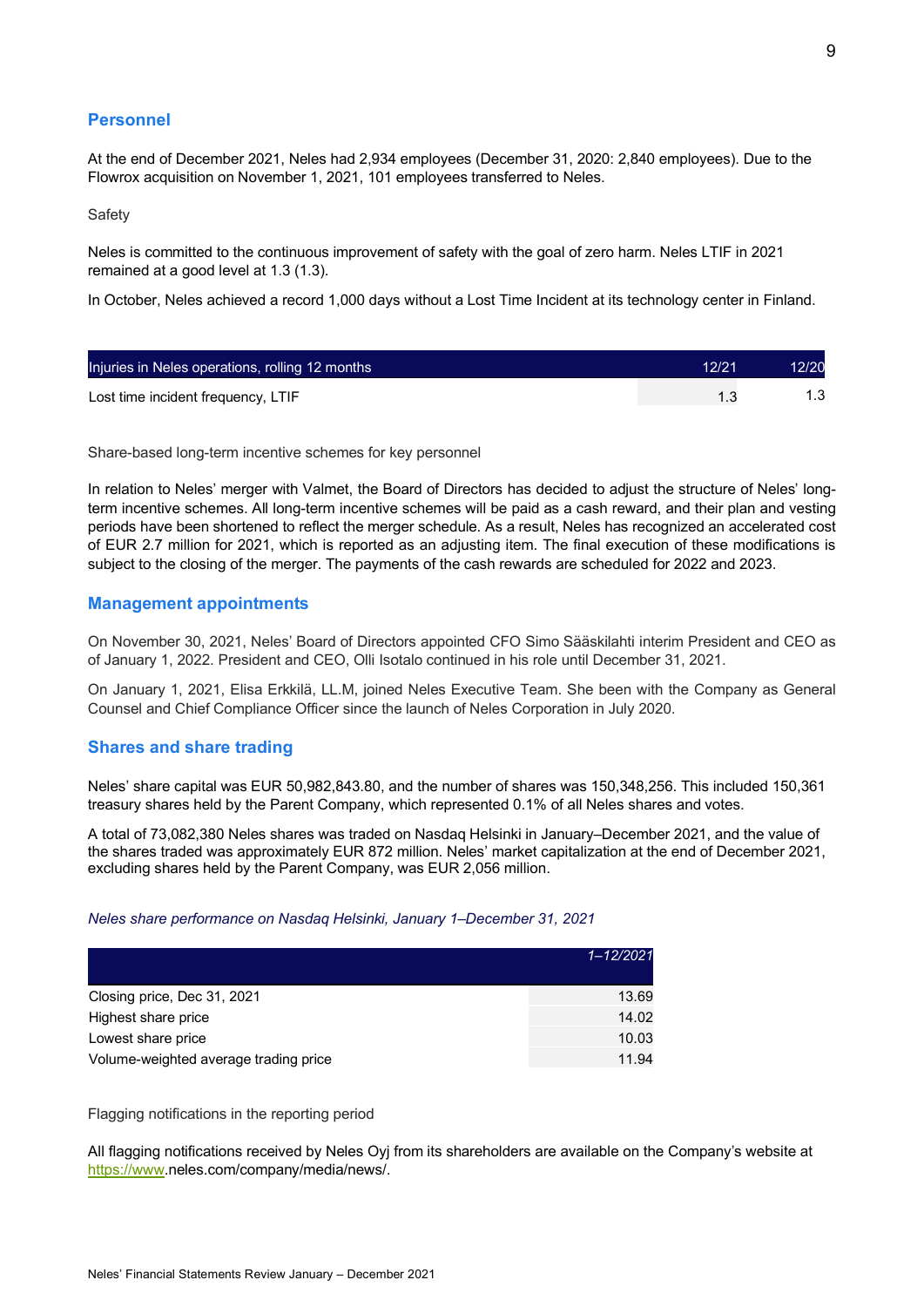## Personnel

At the end of December 2021, Neles had 2,934 employees (December 31, 2020: 2,840 employees). Due to the Flowrox acquisition on November 1, 2021, 101 employees transferred to Neles.

### Safety

Neles is committed to the continuous improvement of safety with the goal of zero harm. Neles LTIF in 2021 remained at a good level at 1.3 (1.3).

In October, Neles achieved a record 1,000 days without a Lost Time Incident at its technology center in Finland.

| Injuries in Neles operations, rolling 12 months | 12/21 | 12/20 |
|---|---|---|
| Lost time incident frequency, LTIF | 1.3 | 1.3 |

### Share-based long-term incentive schemes for key personnel

In relation to Neles' merger with Valmet, the Board of Directors has decided to adjust the structure of Neles' long-term incentive schemes. All long-term incentive schemes will be paid as a cash reward, and their plan and vesting periods have been shortened to reflect the merger schedule. As a result, Neles has recognized an accelerated cost of EUR 2.7 million for 2021, which is reported as an adjusting item. The final execution of these modifications is subject to the closing of the merger. The payments of the cash rewards are scheduled for 2022 and 2023.

## Management appointments

On November 30, 2021, Neles' Board of Directors appointed CFO Simo Sääskilahti interim President and CEO as of January 1, 2022. President and CEO, Olli Isotalo continued in his role until December 31, 2021.

On January 1, 2021, Elisa Erkkilä, LL.M, joined Neles Executive Team. She been with the Company as General Counsel and Chief Compliance Officer since the launch of Neles Corporation in July 2020.

## Shares and share trading

Neles' share capital was EUR 50,982,843.80, and the number of shares was 150,348,256. This included 150,361 treasury shares held by the Parent Company, which represented 0.1% of all Neles shares and votes.

A total of 73,082,380 Neles shares was traded on Nasdaq Helsinki in January–December 2021, and the value of the shares traded was approximately EUR 872 million. Neles' market capitalization at the end of December 2021, excluding shares held by the Parent Company, was EUR 2,056 million.

*Neles share performance on Nasdaq Helsinki, January 1–December 31, 2021*

| | *1–12/2021* |
|---|---|
| Closing price, Dec 31, 2021 | 13.69 |
| Highest share price | 14.02 |
| Lowest share price | 10.03 |
| Volume-weighted average trading price | 11.94 |

### Flagging notifications in the reporting period

All flagging notifications received by Neles Oyj from its shareholders are available on the Company's website at https://www.neles.com/company/media/news/.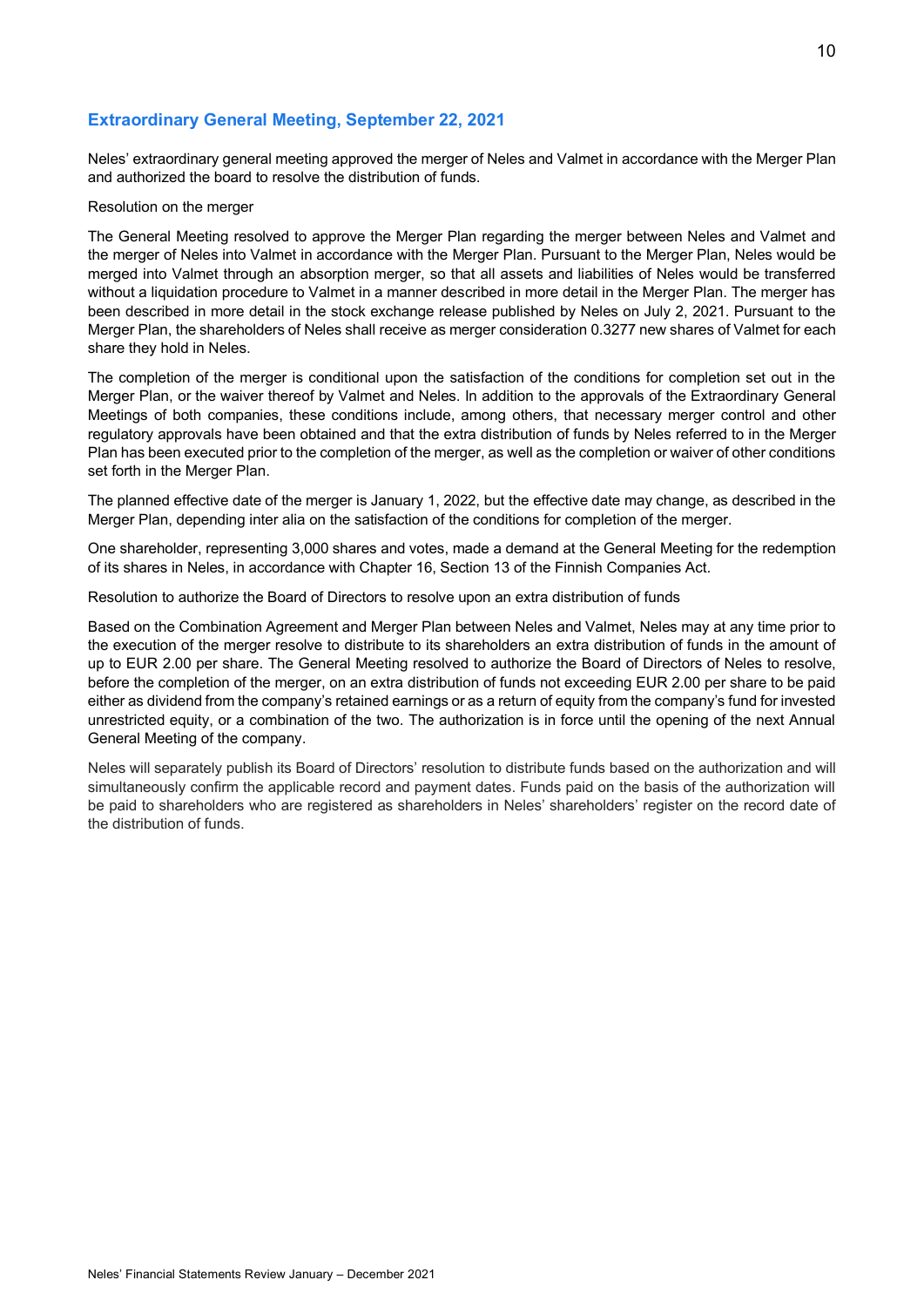## Extraordinary General Meeting, September 22, 2021

Neles' extraordinary general meeting approved the merger of Neles and Valmet in accordance with the Merger Plan and authorized the board to resolve the distribution of funds.

Resolution on the merger

The General Meeting resolved to approve the Merger Plan regarding the merger between Neles and Valmet and the merger of Neles into Valmet in accordance with the Merger Plan. Pursuant to the Merger Plan, Neles would be merged into Valmet through an absorption merger, so that all assets and liabilities of Neles would be transferred without a liquidation procedure to Valmet in a manner described in more detail in the Merger Plan. The merger has been described in more detail in the stock exchange release published by Neles on July 2, 2021. Pursuant to the Merger Plan, the shareholders of Neles shall receive as merger consideration 0.3277 new shares of Valmet for each share they hold in Neles.

The completion of the merger is conditional upon the satisfaction of the conditions for completion set out in the Merger Plan, or the waiver thereof by Valmet and Neles. In addition to the approvals of the Extraordinary General Meetings of both companies, these conditions include, among others, that necessary merger control and other regulatory approvals have been obtained and that the extra distribution of funds by Neles referred to in the Merger Plan has been executed prior to the completion of the merger, as well as the completion or waiver of other conditions set forth in the Merger Plan.

The planned effective date of the merger is January 1, 2022, but the effective date may change, as described in the Merger Plan, depending inter alia on the satisfaction of the conditions for completion of the merger.

One shareholder, representing 3,000 shares and votes, made a demand at the General Meeting for the redemption of its shares in Neles, in accordance with Chapter 16, Section 13 of the Finnish Companies Act.

Resolution to authorize the Board of Directors to resolve upon an extra distribution of funds

Based on the Combination Agreement and Merger Plan between Neles and Valmet, Neles may at any time prior to the execution of the merger resolve to distribute to its shareholders an extra distribution of funds in the amount of up to EUR 2.00 per share. The General Meeting resolved to authorize the Board of Directors of Neles to resolve, before the completion of the merger, on an extra distribution of funds not exceeding EUR 2.00 per share to be paid either as dividend from the company's retained earnings or as a return of equity from the company's fund for invested unrestricted equity, or a combination of the two. The authorization is in force until the opening of the next Annual General Meeting of the company.

Neles will separately publish its Board of Directors' resolution to distribute funds based on the authorization and will simultaneously confirm the applicable record and payment dates. Funds paid on the basis of the authorization will be paid to shareholders who are registered as shareholders in Neles' shareholders' register on the record date of the distribution of funds.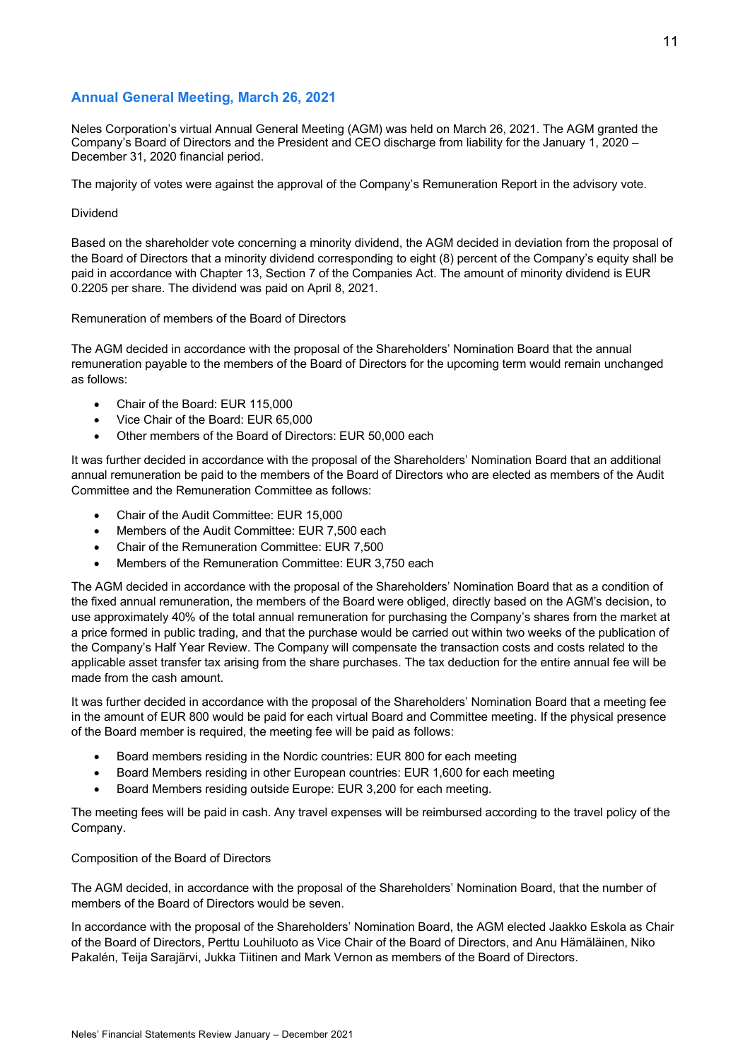## Annual General Meeting, March 26, 2021

Neles Corporation's virtual Annual General Meeting (AGM) was held on March 26, 2021. The AGM granted the Company's Board of Directors and the President and CEO discharge from liability for the January 1, 2020 – December 31, 2020 financial period.

The majority of votes were against the approval of the Company's Remuneration Report in the advisory vote.

Dividend

Based on the shareholder vote concerning a minority dividend, the AGM decided in deviation from the proposal of the Board of Directors that a minority dividend corresponding to eight (8) percent of the Company's equity shall be paid in accordance with Chapter 13, Section 7 of the Companies Act. The amount of minority dividend is EUR 0.2205 per share. The dividend was paid on April 8, 2021.

Remuneration of members of the Board of Directors

The AGM decided in accordance with the proposal of the Shareholders' Nomination Board that the annual remuneration payable to the members of the Board of Directors for the upcoming term would remain unchanged as follows:

- Chair of the Board: EUR 115,000
- Vice Chair of the Board: EUR 65,000
- Other members of the Board of Directors: EUR 50,000 each

It was further decided in accordance with the proposal of the Shareholders' Nomination Board that an additional annual remuneration be paid to the members of the Board of Directors who are elected as members of the Audit Committee and the Remuneration Committee as follows:

- Chair of the Audit Committee: EUR 15,000
- Members of the Audit Committee: EUR 7,500 each
- Chair of the Remuneration Committee: EUR 7,500
- Members of the Remuneration Committee: EUR 3,750 each

The AGM decided in accordance with the proposal of the Shareholders' Nomination Board that as a condition of the fixed annual remuneration, the members of the Board were obliged, directly based on the AGM's decision, to use approximately 40% of the total annual remuneration for purchasing the Company's shares from the market at a price formed in public trading, and that the purchase would be carried out within two weeks of the publication of the Company's Half Year Review. The Company will compensate the transaction costs and costs related to the applicable asset transfer tax arising from the share purchases. The tax deduction for the entire annual fee will be made from the cash amount.

It was further decided in accordance with the proposal of the Shareholders' Nomination Board that a meeting fee in the amount of EUR 800 would be paid for each virtual Board and Committee meeting. If the physical presence of the Board member is required, the meeting fee will be paid as follows:

- Board members residing in the Nordic countries: EUR 800 for each meeting
- Board Members residing in other European countries: EUR 1,600 for each meeting
- Board Members residing outside Europe: EUR 3,200 for each meeting.

The meeting fees will be paid in cash. Any travel expenses will be reimbursed according to the travel policy of the Company.

Composition of the Board of Directors

The AGM decided, in accordance with the proposal of the Shareholders' Nomination Board, that the number of members of the Board of Directors would be seven.

In accordance with the proposal of the Shareholders' Nomination Board, the AGM elected Jaakko Eskola as Chair of the Board of Directors, Perttu Louhiluoto as Vice Chair of the Board of Directors, and Anu Hämäläinen, Niko Pakalén, Teija Sarajärvi, Jukka Tiitinen and Mark Vernon as members of the Board of Directors.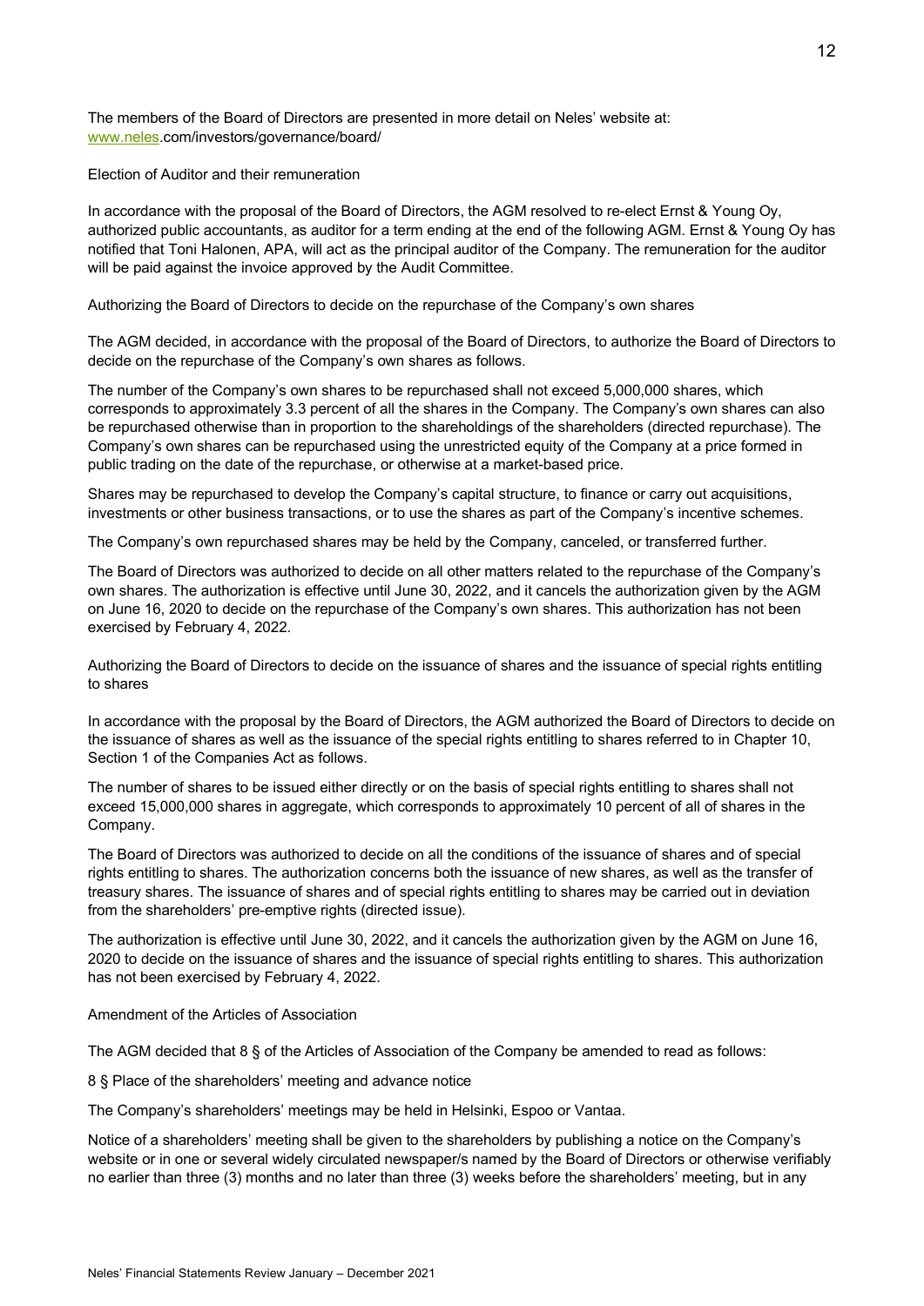The members of the Board of Directors are presented in more detail on Neles' website at: www.neles.com/investors/governance/board/

Election of Auditor and their remuneration

In accordance with the proposal of the Board of Directors, the AGM resolved to re-elect Ernst & Young Oy, authorized public accountants, as auditor for a term ending at the end of the following AGM. Ernst & Young Oy has notified that Toni Halonen, APA, will act as the principal auditor of the Company. The remuneration for the auditor will be paid against the invoice approved by the Audit Committee.

Authorizing the Board of Directors to decide on the repurchase of the Company's own shares

The AGM decided, in accordance with the proposal of the Board of Directors, to authorize the Board of Directors to decide on the repurchase of the Company's own shares as follows.

The number of the Company's own shares to be repurchased shall not exceed 5,000,000 shares, which corresponds to approximately 3.3 percent of all the shares in the Company. The Company's own shares can also be repurchased otherwise than in proportion to the shareholdings of the shareholders (directed repurchase). The Company's own shares can be repurchased using the unrestricted equity of the Company at a price formed in public trading on the date of the repurchase, or otherwise at a market-based price.

Shares may be repurchased to develop the Company's capital structure, to finance or carry out acquisitions, investments or other business transactions, or to use the shares as part of the Company's incentive schemes.

The Company's own repurchased shares may be held by the Company, canceled, or transferred further.

The Board of Directors was authorized to decide on all other matters related to the repurchase of the Company's own shares. The authorization is effective until June 30, 2022, and it cancels the authorization given by the AGM on June 16, 2020 to decide on the repurchase of the Company's own shares. This authorization has not been exercised by February 4, 2022.

Authorizing the Board of Directors to decide on the issuance of shares and the issuance of special rights entitling to shares

In accordance with the proposal by the Board of Directors, the AGM authorized the Board of Directors to decide on the issuance of shares as well as the issuance of the special rights entitling to shares referred to in Chapter 10, Section 1 of the Companies Act as follows.

The number of shares to be issued either directly or on the basis of special rights entitling to shares shall not exceed 15,000,000 shares in aggregate, which corresponds to approximately 10 percent of all of shares in the Company.

The Board of Directors was authorized to decide on all the conditions of the issuance of shares and of special rights entitling to shares. The authorization concerns both the issuance of new shares, as well as the transfer of treasury shares. The issuance of shares and of special rights entitling to shares may be carried out in deviation from the shareholders' pre-emptive rights (directed issue).

The authorization is effective until June 30, 2022, and it cancels the authorization given by the AGM on June 16, 2020 to decide on the issuance of shares and the issuance of special rights entitling to shares. This authorization has not been exercised by February 4, 2022.

Amendment of the Articles of Association

The AGM decided that 8 § of the Articles of Association of the Company be amended to read as follows:

8 § Place of the shareholders' meeting and advance notice

The Company's shareholders' meetings may be held in Helsinki, Espoo or Vantaa.

Notice of a shareholders' meeting shall be given to the shareholders by publishing a notice on the Company's website or in one or several widely circulated newspaper/s named by the Board of Directors or otherwise verifiably no earlier than three (3) months and no later than three (3) weeks before the shareholders' meeting, but in any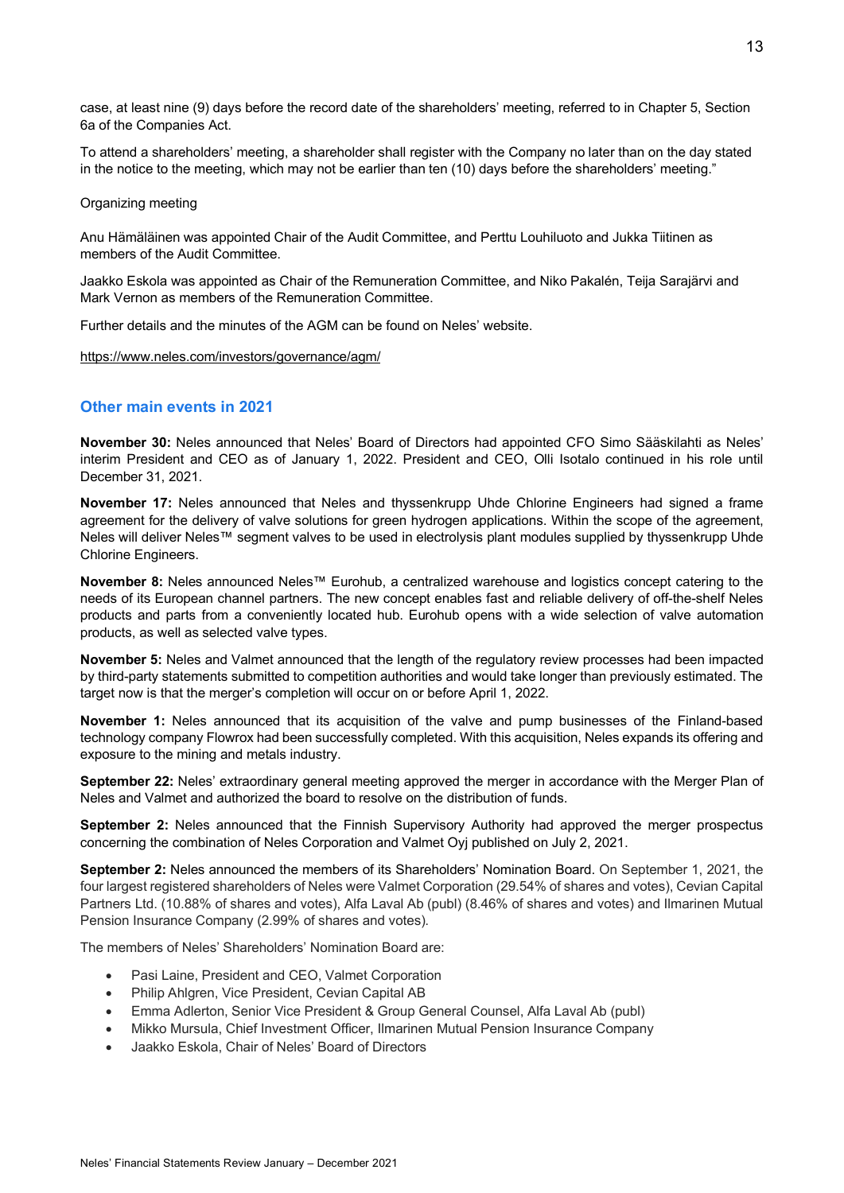case, at least nine (9) days before the record date of the shareholders' meeting, referred to in Chapter 5, Section 6a of the Companies Act.

To attend a shareholders' meeting, a shareholder shall register with the Company no later than on the day stated in the notice to the meeting, which may not be earlier than ten (10) days before the shareholders' meeting."

Organizing meeting

Anu Hämäläinen was appointed Chair of the Audit Committee, and Perttu Louhiluoto and Jukka Tiitinen as members of the Audit Committee.

Jaakko Eskola was appointed as Chair of the Remuneration Committee, and Niko Pakalén, Teija Sarajärvi and Mark Vernon as members of the Remuneration Committee.

Further details and the minutes of the AGM can be found on Neles' website.

https://www.neles.com/investors/governance/agm/

## Other main events in 2021

**November 30:** Neles announced that Neles' Board of Directors had appointed CFO Simo Sääskilahti as Neles' interim President and CEO as of January 1, 2022. President and CEO, Olli Isotalo continued in his role until December 31, 2021.

**November 17:** Neles announced that Neles and thyssenkrupp Uhde Chlorine Engineers had signed a frame agreement for the delivery of valve solutions for green hydrogen applications. Within the scope of the agreement, Neles will deliver Neles™ segment valves to be used in electrolysis plant modules supplied by thyssenkrupp Uhde Chlorine Engineers.

**November 8:** Neles announced Neles™ Eurohub, a centralized warehouse and logistics concept catering to the needs of its European channel partners. The new concept enables fast and reliable delivery of off-the-shelf Neles products and parts from a conveniently located hub. Eurohub opens with a wide selection of valve automation products, as well as selected valve types.

**November 5:** Neles and Valmet announced that the length of the regulatory review processes had been impacted by third-party statements submitted to competition authorities and would take longer than previously estimated. The target now is that the merger's completion will occur on or before April 1, 2022.

**November 1:** Neles announced that its acquisition of the valve and pump businesses of the Finland-based technology company Flowrox had been successfully completed. With this acquisition, Neles expands its offering and exposure to the mining and metals industry.

**September 22:** Neles' extraordinary general meeting approved the merger in accordance with the Merger Plan of Neles and Valmet and authorized the board to resolve on the distribution of funds.

**September 2:** Neles announced that the Finnish Supervisory Authority had approved the merger prospectus concerning the combination of Neles Corporation and Valmet Oyj published on July 2, 2021.

**September 2:** Neles announced the members of its Shareholders' Nomination Board. On September 1, 2021, the four largest registered shareholders of Neles were Valmet Corporation (29.54% of shares and votes), Cevian Capital Partners Ltd. (10.88% of shares and votes), Alfa Laval Ab (publ) (8.46% of shares and votes) and Ilmarinen Mutual Pension Insurance Company (2.99% of shares and votes).

The members of Neles' Shareholders' Nomination Board are:

- Pasi Laine, President and CEO, Valmet Corporation
- Philip Ahlgren, Vice President, Cevian Capital AB
- Emma Adlerton, Senior Vice President & Group General Counsel, Alfa Laval Ab (publ)
- Mikko Mursula, Chief Investment Officer, Ilmarinen Mutual Pension Insurance Company
- Jaakko Eskola, Chair of Neles' Board of Directors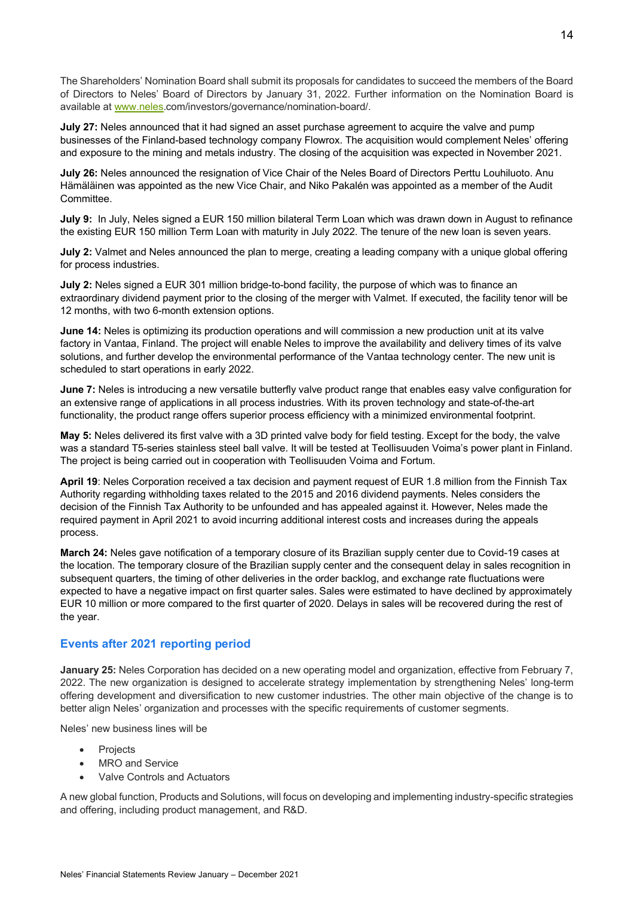The Shareholders' Nomination Board shall submit its proposals for candidates to succeed the members of the Board of Directors to Neles' Board of Directors by January 31, 2022. Further information on the Nomination Board is available at www.neles.com/investors/governance/nomination-board/.

**July 27:** Neles announced that it had signed an asset purchase agreement to acquire the valve and pump businesses of the Finland-based technology company Flowrox. The acquisition would complement Neles' offering and exposure to the mining and metals industry. The closing of the acquisition was expected in November 2021.

**July 26:** Neles announced the resignation of Vice Chair of the Neles Board of Directors Perttu Louhiluoto. Anu Hämäläinen was appointed as the new Vice Chair, and Niko Pakalén was appointed as a member of the Audit Committee.

**July 9:** In July, Neles signed a EUR 150 million bilateral Term Loan which was drawn down in August to refinance the existing EUR 150 million Term Loan with maturity in July 2022. The tenure of the new loan is seven years.

**July 2:** Valmet and Neles announced the plan to merge, creating a leading company with a unique global offering for process industries.

**July 2:** Neles signed a EUR 301 million bridge-to-bond facility, the purpose of which was to finance an extraordinary dividend payment prior to the closing of the merger with Valmet. If executed, the facility tenor will be 12 months, with two 6-month extension options.

**June 14:** Neles is optimizing its production operations and will commission a new production unit at its valve factory in Vantaa, Finland. The project will enable Neles to improve the availability and delivery times of its valve solutions, and further develop the environmental performance of the Vantaa technology center. The new unit is scheduled to start operations in early 2022.

**June 7:** Neles is introducing a new versatile butterfly valve product range that enables easy valve configuration for an extensive range of applications in all process industries. With its proven technology and state-of-the-art functionality, the product range offers superior process efficiency with a minimized environmental footprint.

**May 5:** Neles delivered its first valve with a 3D printed valve body for field testing. Except for the body, the valve was a standard T5-series stainless steel ball valve. It will be tested at Teollisuuden Voima's power plant in Finland. The project is being carried out in cooperation with Teollisuuden Voima and Fortum.

**April 19**: Neles Corporation received a tax decision and payment request of EUR 1.8 million from the Finnish Tax Authority regarding withholding taxes related to the 2015 and 2016 dividend payments. Neles considers the decision of the Finnish Tax Authority to be unfounded and has appealed against it. However, Neles made the required payment in April 2021 to avoid incurring additional interest costs and increases during the appeals process.

**March 24:** Neles gave notification of a temporary closure of its Brazilian supply center due to Covid-19 cases at the location. The temporary closure of the Brazilian supply center and the consequent delay in sales recognition in subsequent quarters, the timing of other deliveries in the order backlog, and exchange rate fluctuations were expected to have a negative impact on first quarter sales. Sales were estimated to have declined by approximately EUR 10 million or more compared to the first quarter of 2020. Delays in sales will be recovered during the rest of the year.

## Events after 2021 reporting period

**January 25:** Neles Corporation has decided on a new operating model and organization, effective from February 7, 2022. The new organization is designed to accelerate strategy implementation by strengthening Neles' long-term offering development and diversification to new customer industries. The other main objective of the change is to better align Neles' organization and processes with the specific requirements of customer segments.

Neles' new business lines will be

- Projects
- MRO and Service
- Valve Controls and Actuators

A new global function, Products and Solutions, will focus on developing and implementing industry-specific strategies and offering, including product management, and R&D.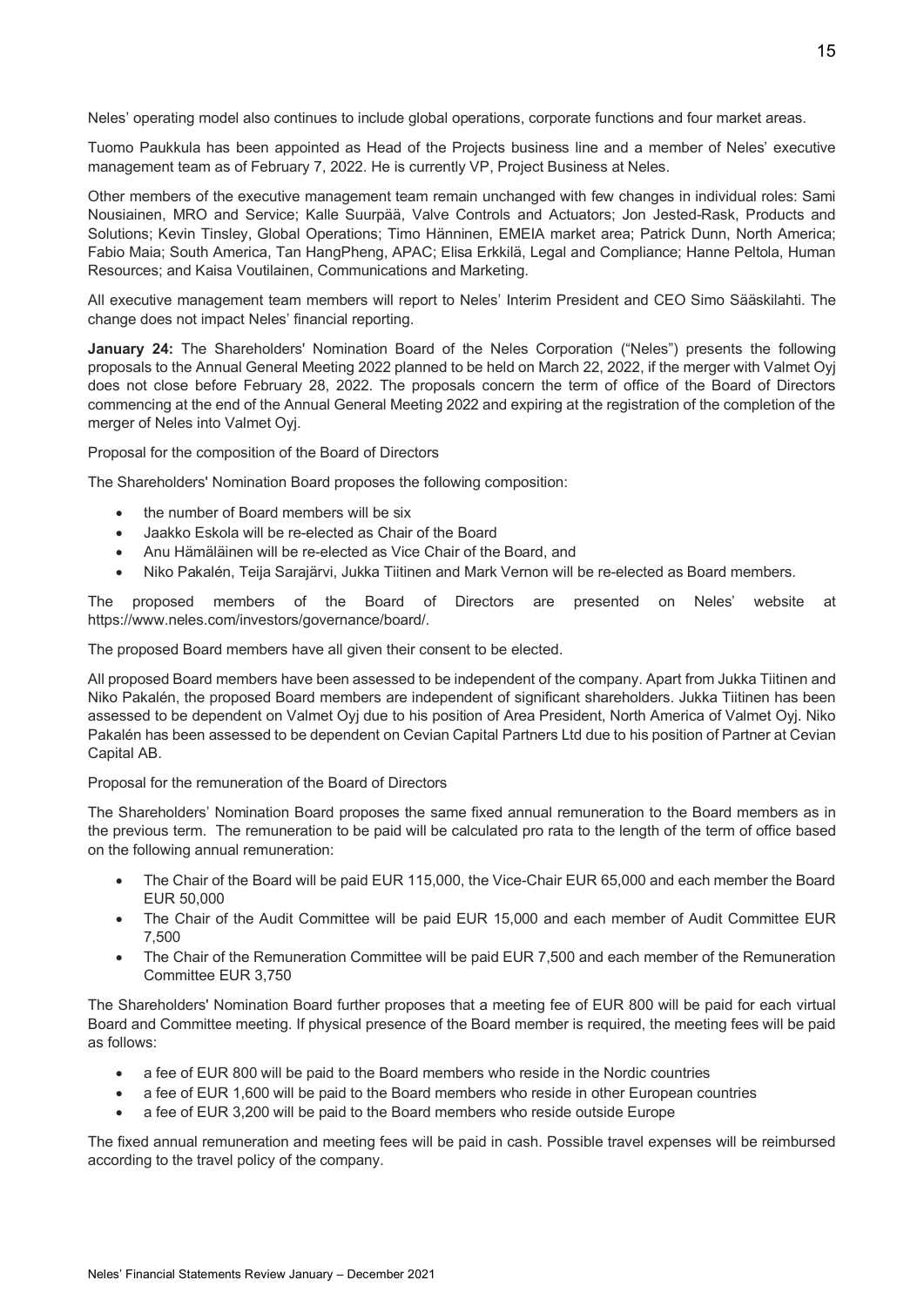Neles' operating model also continues to include global operations, corporate functions and four market areas.

Tuomo Paukkula has been appointed as Head of the Projects business line and a member of Neles' executive management team as of February 7, 2022. He is currently VP, Project Business at Neles.

Other members of the executive management team remain unchanged with few changes in individual roles: Sami Nousiainen, MRO and Service; Kalle Suurpää, Valve Controls and Actuators; Jon Jested-Rask, Products and Solutions; Kevin Tinsley, Global Operations; Timo Hänninen, EMEIA market area; Patrick Dunn, North America; Fabio Maia; South America, Tan HangPheng, APAC; Elisa Erkkilä, Legal and Compliance; Hanne Peltola, Human Resources; and Kaisa Voutilainen, Communications and Marketing.

All executive management team members will report to Neles' Interim President and CEO Simo Sääskilahti. The change does not impact Neles' financial reporting.

**January 24:** The Shareholders' Nomination Board of the Neles Corporation ("Neles") presents the following proposals to the Annual General Meeting 2022 planned to be held on March 22, 2022, if the merger with Valmet Oyj does not close before February 28, 2022. The proposals concern the term of office of the Board of Directors commencing at the end of the Annual General Meeting 2022 and expiring at the registration of the completion of the merger of Neles into Valmet Oyj.

Proposal for the composition of the Board of Directors

The Shareholders' Nomination Board proposes the following composition:

- the number of Board members will be six
- Jaakko Eskola will be re-elected as Chair of the Board
- Anu Hämäläinen will be re-elected as Vice Chair of the Board, and
- Niko Pakalén, Teija Sarajärvi, Jukka Tiitinen and Mark Vernon will be re-elected as Board members.

The proposed members of the Board of Directors are presented on Neles' website at https://www.neles.com/investors/governance/board/.

The proposed Board members have all given their consent to be elected.

All proposed Board members have been assessed to be independent of the company. Apart from Jukka Tiitinen and Niko Pakalén, the proposed Board members are independent of significant shareholders. Jukka Tiitinen has been assessed to be dependent on Valmet Oyj due to his position of Area President, North America of Valmet Oyj. Niko Pakalén has been assessed to be dependent on Cevian Capital Partners Ltd due to his position of Partner at Cevian Capital AB.

Proposal for the remuneration of the Board of Directors

The Shareholders' Nomination Board proposes the same fixed annual remuneration to the Board members as in the previous term. The remuneration to be paid will be calculated pro rata to the length of the term of office based on the following annual remuneration:

- The Chair of the Board will be paid EUR 115,000, the Vice-Chair EUR 65,000 and each member the Board EUR 50,000
- The Chair of the Audit Committee will be paid EUR 15,000 and each member of Audit Committee EUR 7,500
- The Chair of the Remuneration Committee will be paid EUR 7,500 and each member of the Remuneration Committee EUR 3,750

The Shareholders' Nomination Board further proposes that a meeting fee of EUR 800 will be paid for each virtual Board and Committee meeting. If physical presence of the Board member is required, the meeting fees will be paid as follows:

- a fee of EUR 800 will be paid to the Board members who reside in the Nordic countries
- a fee of EUR 1,600 will be paid to the Board members who reside in other European countries
- a fee of EUR 3,200 will be paid to the Board members who reside outside Europe

The fixed annual remuneration and meeting fees will be paid in cash. Possible travel expenses will be reimbursed according to the travel policy of the company.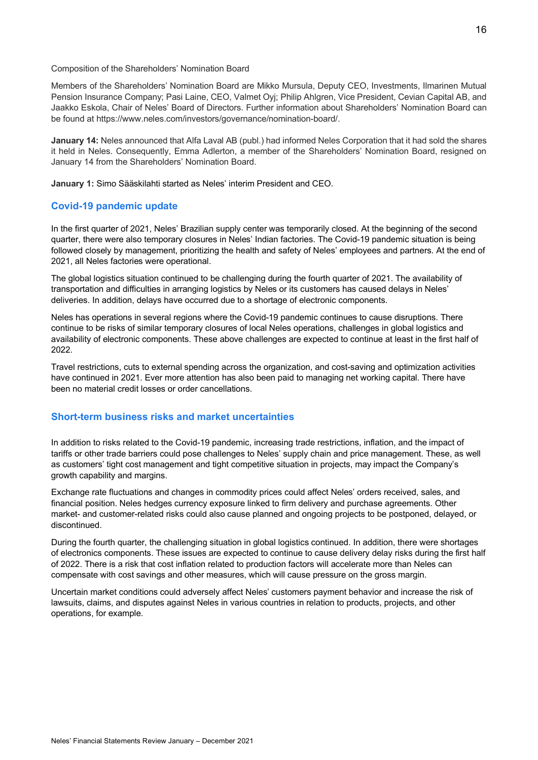Composition of the Shareholders' Nomination Board

Members of the Shareholders' Nomination Board are Mikko Mursula, Deputy CEO, Investments, Ilmarinen Mutual Pension Insurance Company; Pasi Laine, CEO, Valmet Oyj; Philip Ahlgren, Vice President, Cevian Capital AB, and Jaakko Eskola, Chair of Neles' Board of Directors. Further information about Shareholders' Nomination Board can be found at https://www.neles.com/investors/governance/nomination-board/.

**January 14:** Neles announced that Alfa Laval AB (publ.) had informed Neles Corporation that it had sold the shares it held in Neles. Consequently, Emma Adlerton, a member of the Shareholders' Nomination Board, resigned on January 14 from the Shareholders' Nomination Board.

**January 1:** Simo Sääskilahti started as Neles' interim President and CEO.

## Covid-19 pandemic update

In the first quarter of 2021, Neles' Brazilian supply center was temporarily closed. At the beginning of the second quarter, there were also temporary closures in Neles' Indian factories. The Covid-19 pandemic situation is being followed closely by management, prioritizing the health and safety of Neles' employees and partners. At the end of 2021, all Neles factories were operational.

The global logistics situation continued to be challenging during the fourth quarter of 2021. The availability of transportation and difficulties in arranging logistics by Neles or its customers has caused delays in Neles' deliveries. In addition, delays have occurred due to a shortage of electronic components.

Neles has operations in several regions where the Covid-19 pandemic continues to cause disruptions. There continue to be risks of similar temporary closures of local Neles operations, challenges in global logistics and availability of electronic components. These above challenges are expected to continue at least in the first half of 2022.

Travel restrictions, cuts to external spending across the organization, and cost-saving and optimization activities have continued in 2021. Ever more attention has also been paid to managing net working capital. There have been no material credit losses or order cancellations.

## Short-term business risks and market uncertainties

In addition to risks related to the Covid-19 pandemic, increasing trade restrictions, inflation, and the impact of tariffs or other trade barriers could pose challenges to Neles' supply chain and price management. These, as well as customers' tight cost management and tight competitive situation in projects, may impact the Company's growth capability and margins.

Exchange rate fluctuations and changes in commodity prices could affect Neles' orders received, sales, and financial position. Neles hedges currency exposure linked to firm delivery and purchase agreements. Other market- and customer-related risks could also cause planned and ongoing projects to be postponed, delayed, or discontinued.

During the fourth quarter, the challenging situation in global logistics continued. In addition, there were shortages of electronics components. These issues are expected to continue to cause delivery delay risks during the first half of 2022. There is a risk that cost inflation related to production factors will accelerate more than Neles can compensate with cost savings and other measures, which will cause pressure on the gross margin.

Uncertain market conditions could adversely affect Neles' customers payment behavior and increase the risk of lawsuits, claims, and disputes against Neles in various countries in relation to products, projects, and other operations, for example.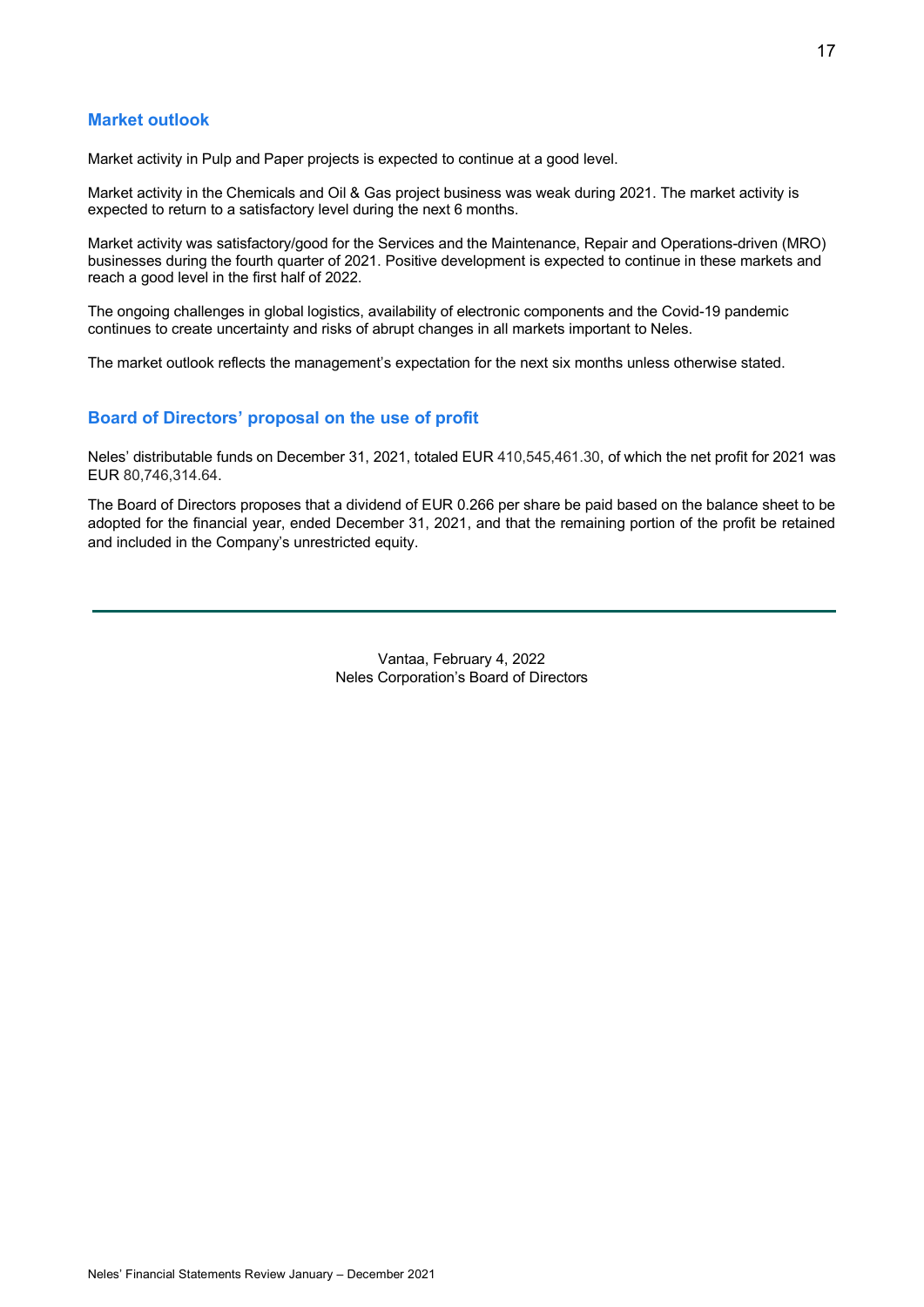## Market outlook

Market activity in Pulp and Paper projects is expected to continue at a good level.

Market activity in the Chemicals and Oil & Gas project business was weak during 2021. The market activity is expected to return to a satisfactory level during the next 6 months.

Market activity was satisfactory/good for the Services and the Maintenance, Repair and Operations-driven (MRO) businesses during the fourth quarter of 2021. Positive development is expected to continue in these markets and reach a good level in the first half of 2022.

The ongoing challenges in global logistics, availability of electronic components and the Covid-19 pandemic continues to create uncertainty and risks of abrupt changes in all markets important to Neles.

The market outlook reflects the management's expectation for the next six months unless otherwise stated.

## Board of Directors' proposal on the use of profit

Neles' distributable funds on December 31, 2021, totaled EUR 410,545,461.30, of which the net profit for 2021 was EUR 80,746,314.64.

The Board of Directors proposes that a dividend of EUR 0.266 per share be paid based on the balance sheet to be adopted for the financial year, ended December 31, 2021, and that the remaining portion of the profit be retained and included in the Company's unrestricted equity.

---

Vantaa, February 4, 2022
Neles Corporation's Board of Directors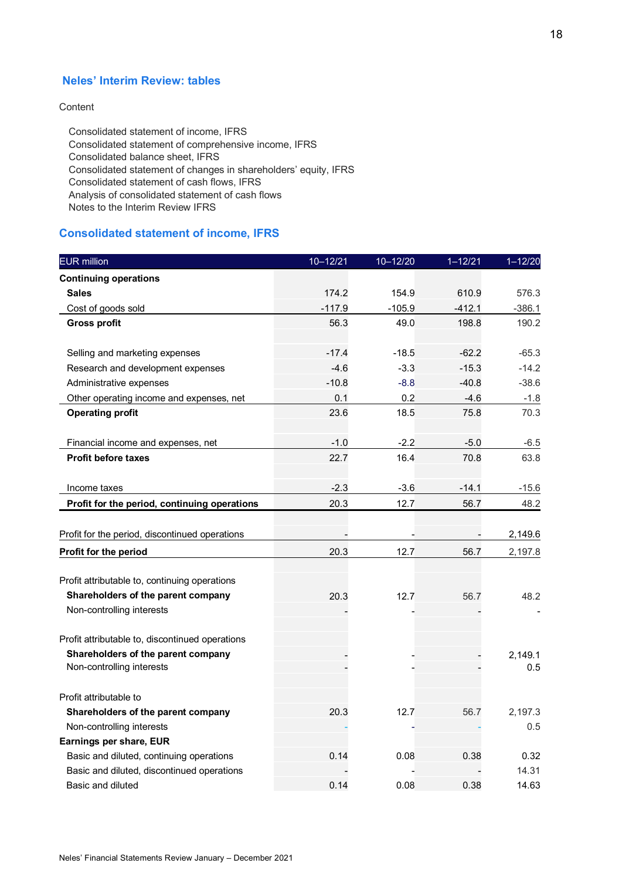## Neles' Interim Review: tables

Content

Consolidated statement of income, IFRS
Consolidated statement of comprehensive income, IFRS
Consolidated balance sheet, IFRS
Consolidated statement of changes in shareholders' equity, IFRS
Consolidated statement of cash flows, IFRS
Analysis of consolidated statement of cash flows
Notes to the Interim Review IFRS

## Consolidated statement of income, IFRS

| EUR million | 10–12/21 | 10–12/20 | 1–12/21 | 1–12/20 |
|---|---|---|---|---|
| **Continuing operations** | | | | |
| **Sales** | 174.2 | 154.9 | 610.9 | 576.3 |
| Cost of goods sold | -117.9 | -105.9 | -412.1 | -386.1 |
| **Gross profit** | 56.3 | 49.0 | 198.8 | 190.2 |
| | | | | |
| Selling and marketing expenses | -17.4 | -18.5 | -62.2 | -65.3 |
| Research and development expenses | -4.6 | -3.3 | -15.3 | -14.2 |
| Administrative expenses | -10.8 | -8.8 | -40.8 | -38.6 |
| Other operating income and expenses, net | 0.1 | 0.2 | -4.6 | -1.8 |
| **Operating profit** | 23.6 | 18.5 | 75.8 | 70.3 |
| | | | | |
| Financial income and expenses, net | -1.0 | -2.2 | -5.0 | -6.5 |
| **Profit before taxes** | 22.7 | 16.4 | 70.8 | 63.8 |
| | | | | |
| Income taxes | -2.3 | -3.6 | -14.1 | -15.6 |
| **Profit for the period, continuing operations** | 20.3 | 12.7 | 56.7 | 48.2 |
| | | | | |
| Profit for the period, discontinued operations | - | - | - | 2,149.6 |
| **Profit for the period** | 20.3 | 12.7 | 56.7 | 2,197.8 |
| | | | | |
| Profit attributable to, continuing operations | | | | |
| **Shareholders of the parent company** | 20.3 | 12.7 | 56.7 | 48.2 |
| Non-controlling interests | - | - | - | - |
| | | | | |
| Profit attributable to, discontinued operations | | | | |
| **Shareholders of the parent company** | - | - | - | 2,149.1 |
| Non-controlling interests | - | - | - | 0.5 |
| | | | | |
| Profit attributable to | | | | |
| **Shareholders of the parent company** | 20.3 | 12.7 | 56.7 | 2,197.3 |
| Non-controlling interests | - | - | - | 0.5 |
| **Earnings per share, EUR** | | | | |
| Basic and diluted, continuing operations | 0.14 | 0.08 | 0.38 | 0.32 |
| Basic and diluted, discontinued operations | - | - | - | 14.31 |
| Basic and diluted | 0.14 | 0.08 | 0.38 | 14.63 |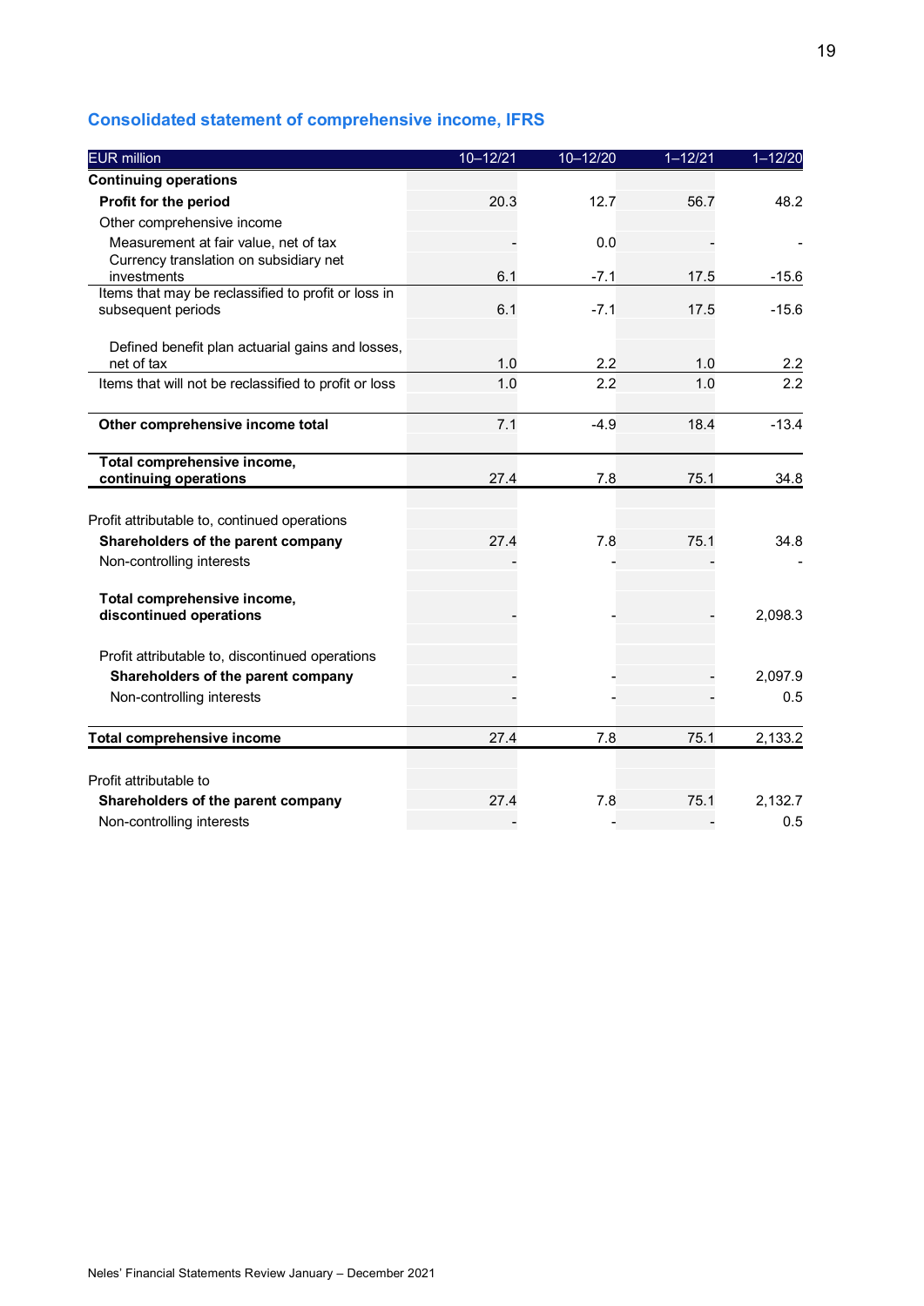## Consolidated statement of comprehensive income, IFRS

| EUR million | 10–12/21 | 10–12/20 | 1–12/21 | 1–12/20 |
|---|---|---|---|---|
| **Continuing operations** | | | | |
| **Profit for the period** | 20.3 | 12.7 | 56.7 | 48.2 |
| Other comprehensive income | | | | |
| Measurement at fair value, net of tax | - | 0.0 | - | - |
| Currency translation on subsidiary net investments | 6.1 | -7.1 | 17.5 | -15.6 |
| Items that may be reclassified to profit or loss in subsequent periods | 6.1 | -7.1 | 17.5 | -15.6 |
| Defined benefit plan actuarial gains and losses, net of tax | 1.0 | 2.2 | 1.0 | 2.2 |
| Items that will not be reclassified to profit or loss | 1.0 | 2.2 | 1.0 | 2.2 |
| **Other comprehensive income total** | 7.1 | -4.9 | 18.4 | -13.4 |
| **Total comprehensive income, continuing operations** | 27.4 | 7.8 | 75.1 | 34.8 |
| Profit attributable to, continued operations | | | | |
| **Shareholders of the parent company** | 27.4 | 7.8 | 75.1 | 34.8 |
| Non-controlling interests | - | - | - | - |
| **Total comprehensive income, discontinued operations** | - | - | - | 2,098.3 |
| Profit attributable to, discontinued operations | | | | |
| **Shareholders of the parent company** | - | - | - | 2,097.9 |
| Non-controlling interests | - | - | - | 0.5 |
| **Total comprehensive income** | 27.4 | 7.8 | 75.1 | 2,133.2 |
| Profit attributable to | | | | |
| **Shareholders of the parent company** | 27.4 | 7.8 | 75.1 | 2,132.7 |
| Non-controlling interests | - | - | - | 0.5 |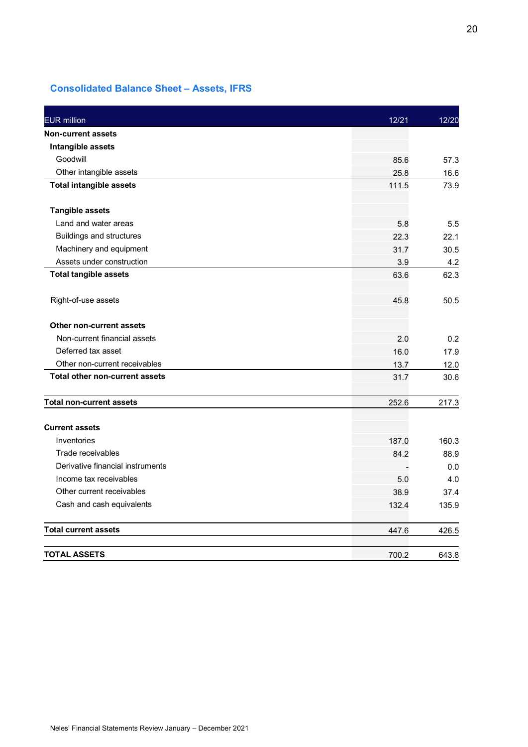## Consolidated Balance Sheet – Assets, IFRS

| EUR million | 12/21 | 12/20 |
|---|---|---|
| **Non-current assets** | | |
| **Intangible assets** | | |
| Goodwill | 85.6 | 57.3 |
| Other intangible assets | 25.8 | 16.6 |
| **Total intangible assets** | 111.5 | 73.9 |
| | | |
| **Tangible assets** | | |
| Land and water areas | 5.8 | 5.5 |
| Buildings and structures | 22.3 | 22.1 |
| Machinery and equipment | 31.7 | 30.5 |
| Assets under construction | 3.9 | 4.2 |
| **Total tangible assets** | 63.6 | 62.3 |
| | | |
| Right-of-use assets | 45.8 | 50.5 |
| | | |
| **Other non-current assets** | | |
| Non-current financial assets | 2.0 | 0.2 |
| Deferred tax asset | 16.0 | 17.9 |
| Other non-current receivables | 13.7 | 12.0 |
| **Total other non-current assets** | 31.7 | 30.6 |
| | | |
| **Total non-current assets** | 252.6 | 217.3 |
| | | |
| **Current assets** | | |
| Inventories | 187.0 | 160.3 |
| Trade receivables | 84.2 | 88.9 |
| Derivative financial instruments | - | 0.0 |
| Income tax receivables | 5.0 | 4.0 |
| Other current receivables | 38.9 | 37.4 |
| Cash and cash equivalents | 132.4 | 135.9 |
| | | |
| **Total current assets** | 447.6 | 426.5 |
| | | |
| **TOTAL ASSETS** | 700.2 | 643.8 |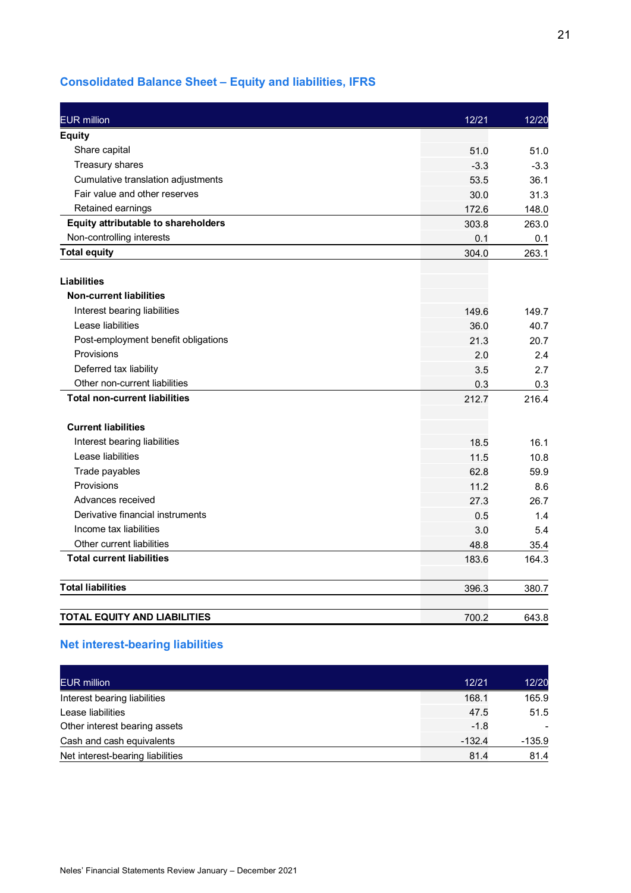## Consolidated Balance Sheet – Equity and liabilities, IFRS

| EUR million | 12/21 | 12/20 |
|---|---|---|
| **Equity** | | |
| Share capital | 51.0 | 51.0 |
| Treasury shares | -3.3 | -3.3 |
| Cumulative translation adjustments | 53.5 | 36.1 |
| Fair value and other reserves | 30.0 | 31.3 |
| Retained earnings | 172.6 | 148.0 |
| **Equity attributable to shareholders** | 303.8 | 263.0 |
| Non-controlling interests | 0.1 | 0.1 |
| **Total equity** | 304.0 | 263.1 |
| | | |
| **Liabilities** | | |
| **Non-current liabilities** | | |
| Interest bearing liabilities | 149.6 | 149.7 |
| Lease liabilities | 36.0 | 40.7 |
| Post-employment benefit obligations | 21.3 | 20.7 |
| Provisions | 2.0 | 2.4 |
| Deferred tax liability | 3.5 | 2.7 |
| Other non-current liabilities | 0.3 | 0.3 |
| **Total non-current liabilities** | 212.7 | 216.4 |
| | | |
| **Current liabilities** | | |
| Interest bearing liabilities | 18.5 | 16.1 |
| Lease liabilities | 11.5 | 10.8 |
| Trade payables | 62.8 | 59.9 |
| Provisions | 11.2 | 8.6 |
| Advances received | 27.3 | 26.7 |
| Derivative financial instruments | 0.5 | 1.4 |
| Income tax liabilities | 3.0 | 5.4 |
| Other current liabilities | 48.8 | 35.4 |
| **Total current liabilities** | 183.6 | 164.3 |
| | | |
| **Total liabilities** | 396.3 | 380.7 |
| | | |
| **TOTAL EQUITY AND LIABILITIES** | 700.2 | 643.8 |

## Net interest-bearing liabilities

| EUR million | 12/21 | 12/20 |
|---|---|---|
| Interest bearing liabilities | 168.1 | 165.9 |
| Lease liabilities | 47.5 | 51.5 |
| Other interest bearing assets | -1.8 | - |
| Cash and cash equivalents | -132.4 | -135.9 |
| Net interest-bearing liabilities | 81.4 | 81.4 |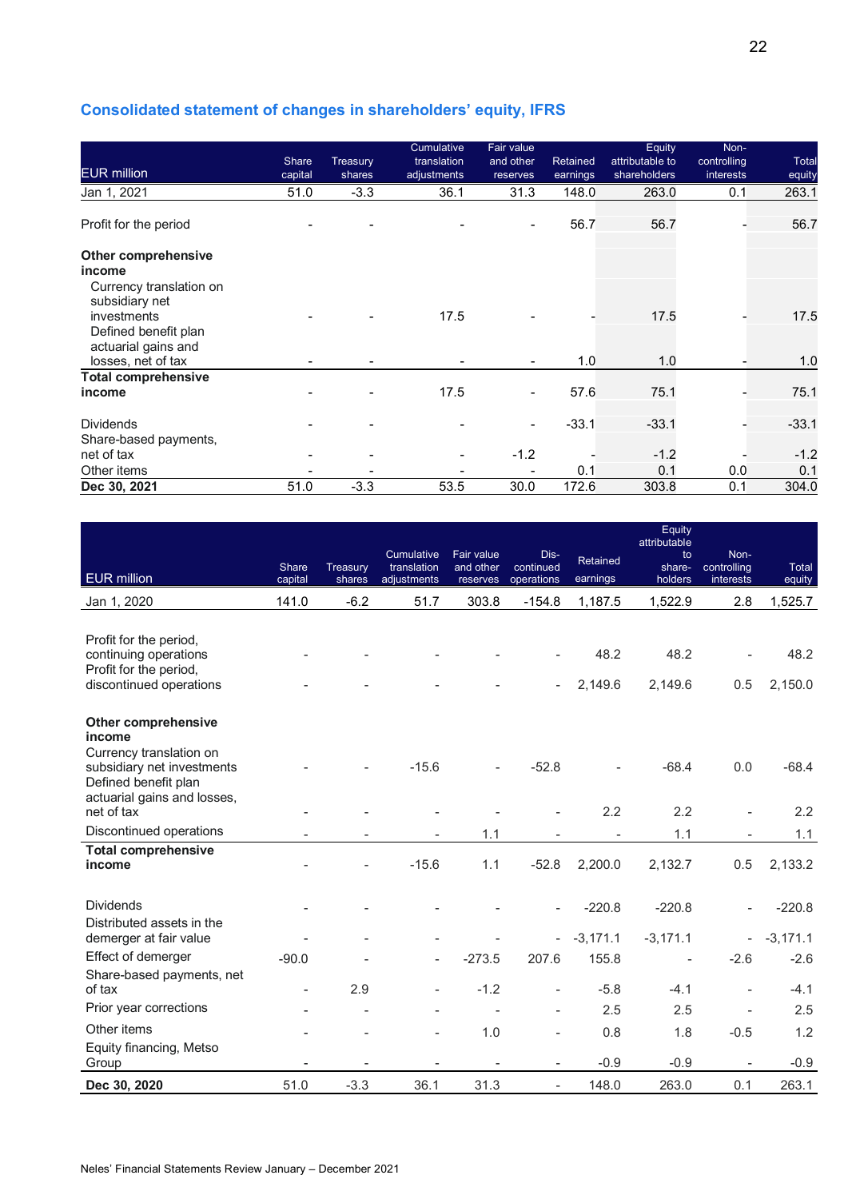## Consolidated statement of changes in shareholders' equity, IFRS

| EUR million | Share capital | Treasury shares | Cumulative translation adjustments | Fair value and other reserves | Retained earnings | Equity attributable to shareholders | Non-controlling interests | Total equity |
|---|---|---|---|---|---|---|---|---|
| Jan 1, 2021 | 51.0 | -3.3 | 36.1 | 31.3 | 148.0 | 263.0 | 0.1 | 263.1 |
| Profit for the period | - | - | - | - | 56.7 | 56.7 | - | 56.7 |
| **Other comprehensive income** | | | | | | | | |
| Currency translation on subsidiary net investments | - | - | 17.5 | - | - | 17.5 | - | 17.5 |
| Defined benefit plan actuarial gains and losses, net of tax | - | - | - | - | 1.0 | 1.0 | - | 1.0 |
| **Total comprehensive income** | - | - | 17.5 | - | 57.6 | 75.1 | - | 75.1 |
| Dividends | - | - | - | - | -33.1 | -33.1 | - | -33.1 |
| Share-based payments, net of tax | - | - | - | -1.2 | - | -1.2 | - | -1.2 |
| Other items | - | - | - | - | 0.1 | 0.1 | 0.0 | 0.1 |
| **Dec 30, 2021** | 51.0 | -3.3 | 53.5 | 30.0 | 172.6 | 303.8 | 0.1 | 304.0 |

| EUR million | Share capital | Treasury shares | Cumulative translation adjustments | Fair value and other reserves | Dis-continued operations | Retained earnings | Equity attributable to share-holders | Non-controlling interests | Total equity |
|---|---|---|---|---|---|---|---|---|---|
| Jan 1, 2020 | 141.0 | -6.2 | 51.7 | 303.8 | -154.8 | 1,187.5 | 1,522.9 | 2.8 | 1,525.7 |
| Profit for the period, continuing operations | - | - | - | - | - | 48.2 | 48.2 | - | 48.2 |
| Profit for the period, discontinued operations | - | - | - | - | - | 2,149.6 | 2,149.6 | 0.5 | 2,150.0 |
| **Other comprehensive income** | | | | | | | | | |
| Currency translation on subsidiary net investments | - | - | -15.6 | - | -52.8 | - | -68.4 | 0.0 | -68.4 |
| Defined benefit plan actuarial gains and losses, net of tax | - | - | - | - | - | 2.2 | 2.2 | - | 2.2 |
| Discontinued operations | - | - | - | 1.1 | - | - | 1.1 | - | 1.1 |
| **Total comprehensive income** | - | - | -15.6 | 1.1 | -52.8 | 2,200.0 | 2,132.7 | 0.5 | 2,133.2 |
| Dividends | - | - | - | - | - | -220.8 | -220.8 | - | -220.8 |
| Distributed assets in the demerger at fair value | - | - | - | - | - | -3,171.1 | -3,171.1 | - | -3,171.1 |
| Effect of demerger | -90.0 | - | - | -273.5 | 207.6 | 155.8 | - | -2.6 | -2.6 |
| Share-based payments, net of tax | - | 2.9 | - | -1.2 | - | -5.8 | -4.1 | - | -4.1 |
| Prior year corrections | - | - | - | - | - | 2.5 | 2.5 | - | 2.5 |
| Other items | - | - | - | 1.0 | - | 0.8 | 1.8 | -0.5 | 1.2 |
| Equity financing, Metso Group | - | - | - | - | - | -0.9 | -0.9 | - | -0.9 |
| **Dec 30, 2020** | 51.0 | -3.3 | 36.1 | 31.3 | - | 148.0 | 263.0 | 0.1 | 263.1 |

Neles' Financial Statements Review January – December 2021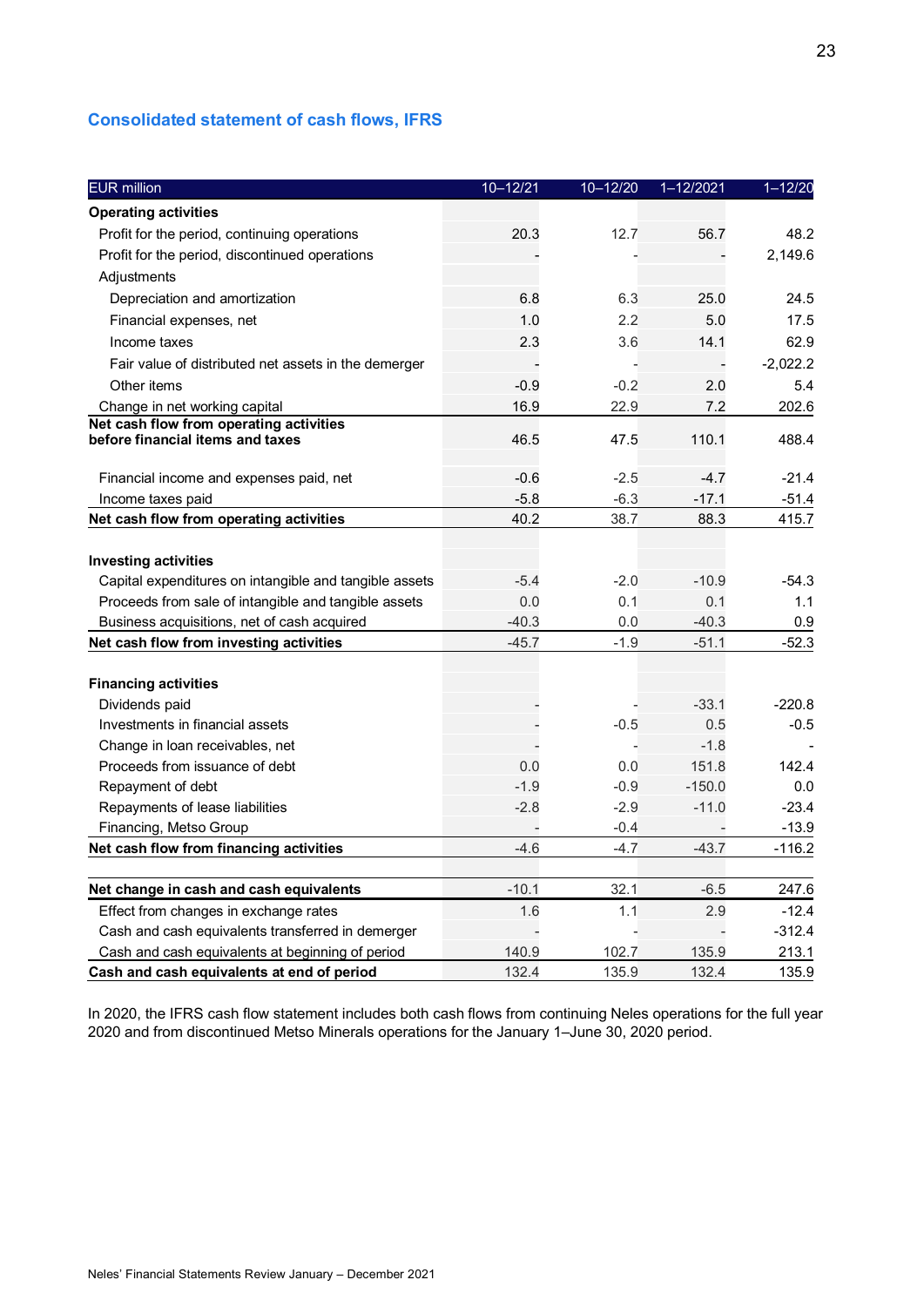## Consolidated statement of cash flows, IFRS

| EUR million | 10–12/21 | 10–12/20 | 1–12/2021 | 1–12/20 |
|---|---|---|---|---|
| **Operating activities** | | | | |
| Profit for the period, continuing operations | 20.3 | 12.7 | 56.7 | 48.2 |
| Profit for the period, discontinued operations | - | - | - | 2,149.6 |
| Adjustments | | | | |
| Depreciation and amortization | 6.8 | 6.3 | 25.0 | 24.5 |
| Financial expenses, net | 1.0 | 2.2 | 5.0 | 17.5 |
| Income taxes | 2.3 | 3.6 | 14.1 | 62.9 |
| Fair value of distributed net assets in the demerger | - | - | - | -2,022.2 |
| Other items | -0.9 | -0.2 | 2.0 | 5.4 |
| Change in net working capital | 16.9 | 22.9 | 7.2 | 202.6 |
| **Net cash flow from operating activities before financial items and taxes** | 46.5 | 47.5 | 110.1 | 488.4 |
| Financial income and expenses paid, net | -0.6 | -2.5 | -4.7 | -21.4 |
| Income taxes paid | -5.8 | -6.3 | -17.1 | -51.4 |
| **Net cash flow from operating activities** | 40.2 | 38.7 | 88.3 | 415.7 |
| **Investing activities** | | | | |
| Capital expenditures on intangible and tangible assets | -5.4 | -2.0 | -10.9 | -54.3 |
| Proceeds from sale of intangible and tangible assets | 0.0 | 0.1 | 0.1 | 1.1 |
| Business acquisitions, net of cash acquired | -40.3 | 0.0 | -40.3 | 0.9 |
| **Net cash flow from investing activities** | -45.7 | -1.9 | -51.1 | -52.3 |
| **Financing activities** | | | | |
| Dividends paid | - | - | -33.1 | -220.8 |
| Investments in financial assets | - | -0.5 | 0.5 | -0.5 |
| Change in loan receivables, net | - | - | -1.8 | - |
| Proceeds from issuance of debt | 0.0 | 0.0 | 151.8 | 142.4 |
| Repayment of debt | -1.9 | -0.9 | -150.0 | 0.0 |
| Repayments of lease liabilities | -2.8 | -2.9 | -11.0 | -23.4 |
| Financing, Metso Group | - | -0.4 | - | -13.9 |
| **Net cash flow from financing activities** | -4.6 | -4.7 | -43.7 | -116.2 |
| **Net change in cash and cash equivalents** | -10.1 | 32.1 | -6.5 | 247.6 |
| Effect from changes in exchange rates | 1.6 | 1.1 | 2.9 | -12.4 |
| Cash and cash equivalents transferred in demerger | - | - | - | -312.4 |
| Cash and cash equivalents at beginning of period | 140.9 | 102.7 | 135.9 | 213.1 |
| **Cash and cash equivalents at end of period** | 132.4 | 135.9 | 132.4 | 135.9 |

In 2020, the IFRS cash flow statement includes both cash flows from continuing Neles operations for the full year 2020 and from discontinued Metso Minerals operations for the January 1–June 30, 2020 period.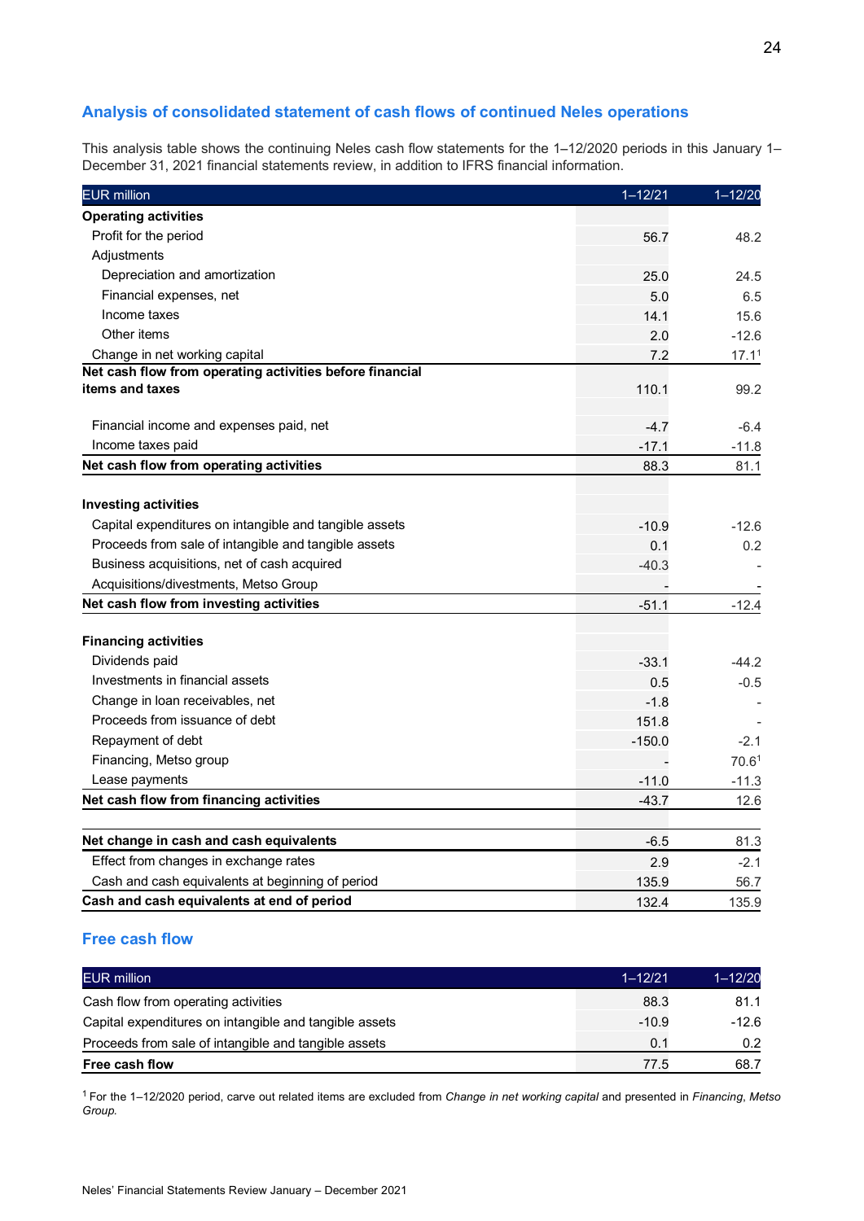## Analysis of consolidated statement of cash flows of continued Neles operations

This analysis table shows the continuing Neles cash flow statements for the 1–12/2020 periods in this January 1–December 31, 2021 financial statements review, in addition to IFRS financial information.

| EUR million | 1–12/21 | 1–12/20 |
|---|---|---|
| **Operating activities** | | |
| Profit for the period | 56.7 | 48.2 |
| Adjustments | | |
| Depreciation and amortization | 25.0 | 24.5 |
| Financial expenses, net | 5.0 | 6.5 |
| Income taxes | 14.1 | 15.6 |
| Other items | 2.0 | -12.6 |
| Change in net working capital | 7.2 | 17.1[1] |
| **Net cash flow from operating activities before financial items and taxes** | 110.1 | 99.2 |
| | | |
| Financial income and expenses paid, net | -4.7 | -6.4 |
| Income taxes paid | -17.1 | -11.8 |
| **Net cash flow from operating activities** | 88.3 | 81.1 |
| | | |
| **Investing activities** | | |
| Capital expenditures on intangible and tangible assets | -10.9 | -12.6 |
| Proceeds from sale of intangible and tangible assets | 0.1 | 0.2 |
| Business acquisitions, net of cash acquired | -40.3 | - |
| Acquisitions/divestments, Metso Group | - | - |
| **Net cash flow from investing activities** | -51.1 | -12.4 |
| | | |
| **Financing activities** | | |
| Dividends paid | -33.1 | -44.2 |
| Investments in financial assets | 0.5 | -0.5 |
| Change in loan receivables, net | -1.8 | - |
| Proceeds from issuance of debt | 151.8 | - |
| Repayment of debt | -150.0 | -2.1 |
| Financing, Metso group | - | 70.6[1] |
| Lease payments | -11.0 | -11.3 |
| **Net cash flow from financing activities** | -43.7 | 12.6 |
| | | |
| **Net change in cash and cash equivalents** | -6.5 | 81.3 |
| Effect from changes in exchange rates | 2.9 | -2.1 |
| Cash and cash equivalents at beginning of period | 135.9 | 56.7 |
| **Cash and cash equivalents at end of period** | 132.4 | 135.9 |

## Free cash flow

| EUR million | 1–12/21 | 1–12/20 |
|---|---|---|
| Cash flow from operating activities | 88.3 | 81.1 |
| Capital expenditures on intangible and tangible assets | -10.9 | -12.6 |
| Proceeds from sale of intangible and tangible assets | 0.1 | 0.2 |
| **Free cash flow** | 77.5 | 68.7 |

[1] For the 1–12/2020 period, carve out related items are excluded from *Change in net working capital* and presented in *Financing, Metso Group.*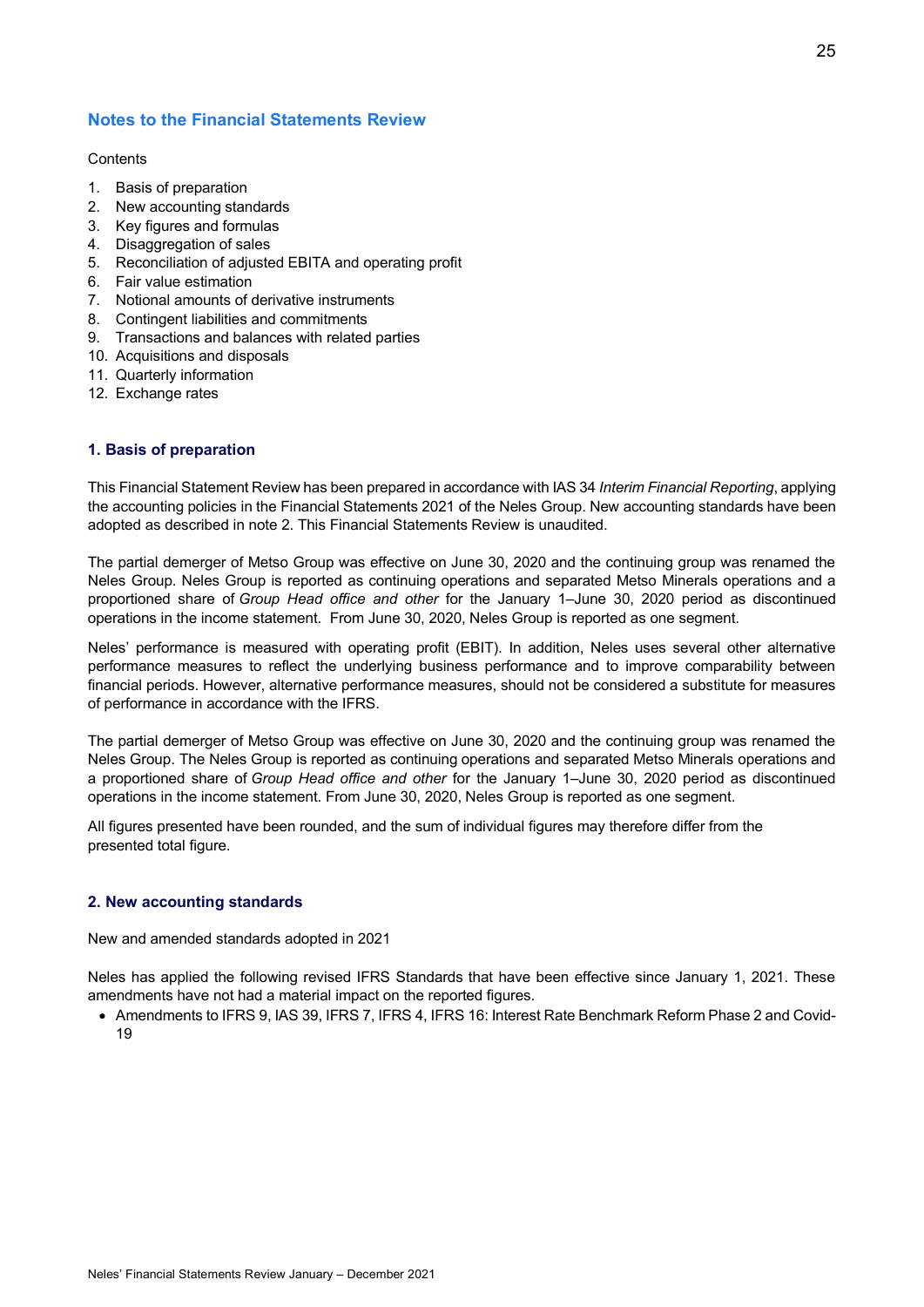## Notes to the Financial Statements Review

Contents

1. Basis of preparation
2. New accounting standards
3. Key figures and formulas
4. Disaggregation of sales
5. Reconciliation of adjusted EBITA and operating profit
6. Fair value estimation
7. Notional amounts of derivative instruments
8. Contingent liabilities and commitments
9. Transactions and balances with related parties
10. Acquisitions and disposals
11. Quarterly information
12. Exchange rates

### 1. Basis of preparation

This Financial Statement Review has been prepared in accordance with IAS 34 *Interim Financial Reporting*, applying the accounting policies in the Financial Statements 2021 of the Neles Group. New accounting standards have been adopted as described in note 2. This Financial Statements Review is unaudited.

The partial demerger of Metso Group was effective on June 30, 2020 and the continuing group was renamed the Neles Group. Neles Group is reported as continuing operations and separated Metso Minerals operations and a proportioned share of *Group Head office and other* for the January 1–June 30, 2020 period as discontinued operations in the income statement. From June 30, 2020, Neles Group is reported as one segment.

Neles' performance is measured with operating profit (EBIT). In addition, Neles uses several other alternative performance measures to reflect the underlying business performance and to improve comparability between financial periods. However, alternative performance measures, should not be considered a substitute for measures of performance in accordance with the IFRS.

The partial demerger of Metso Group was effective on June 30, 2020 and the continuing group was renamed the Neles Group. The Neles Group is reported as continuing operations and separated Metso Minerals operations and a proportioned share of *Group Head office and other* for the January 1–June 30, 2020 period as discontinued operations in the income statement. From June 30, 2020, Neles Group is reported as one segment.

All figures presented have been rounded, and the sum of individual figures may therefore differ from the presented total figure.

### 2. New accounting standards

New and amended standards adopted in 2021

Neles has applied the following revised IFRS Standards that have been effective since January 1, 2021. These amendments have not had a material impact on the reported figures.

- Amendments to IFRS 9, IAS 39, IFRS 7, IFRS 4, IFRS 16: Interest Rate Benchmark Reform Phase 2 and Covid-19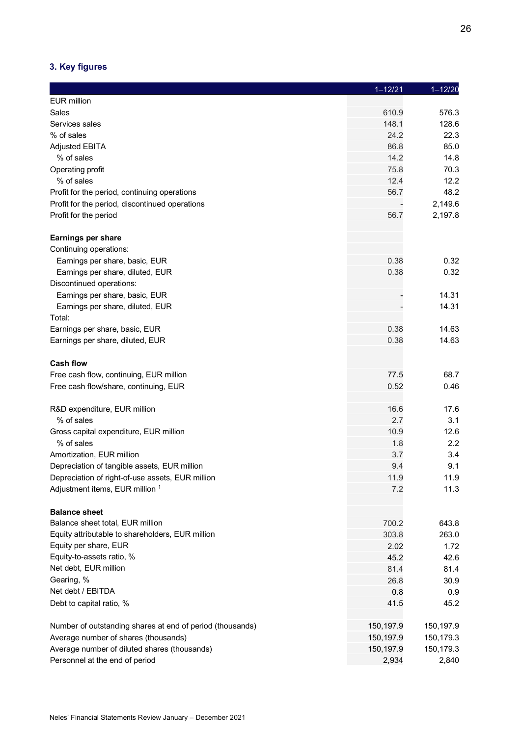## 3. Key figures

| | 1–12/21 | 1–12/20 |
|---|---|---|
| EUR million | | |
| Sales | 610.9 | 576.3 |
| Services sales | 148.1 | 128.6 |
| % of sales | 24.2 | 22.3 |
| Adjusted EBITA | 86.8 | 85.0 |
| % of sales | 14.2 | 14.8 |
| Operating profit | 75.8 | 70.3 |
| % of sales | 12.4 | 12.2 |
| Profit for the period, continuing operations | 56.7 | 48.2 |
| Profit for the period, discontinued operations | - | 2,149.6 |
| Profit for the period | 56.7 | 2,197.8 |
| | | |
| **Earnings per share** | | |
| Continuing operations: | | |
| Earnings per share, basic, EUR | 0.38 | 0.32 |
| Earnings per share, diluted, EUR | 0.38 | 0.32 |
| Discontinued operations: | | |
| Earnings per share, basic, EUR | - | 14.31 |
| Earnings per share, diluted, EUR | - | 14.31 |
| Total: | | |
| Earnings per share, basic, EUR | 0.38 | 14.63 |
| Earnings per share, diluted, EUR | 0.38 | 14.63 |
| | | |
| **Cash flow** | | |
| Free cash flow, continuing, EUR million | 77.5 | 68.7 |
| Free cash flow/share, continuing, EUR | 0.52 | 0.46 |
| | | |
| R&D expenditure, EUR million | 16.6 | 17.6 |
| % of sales | 2.7 | 3.1 |
| Gross capital expenditure, EUR million | 10.9 | 12.6 |
| % of sales | 1.8 | 2.2 |
| Amortization, EUR million | 3.7 | 3.4 |
| Depreciation of tangible assets, EUR million | 9.4 | 9.1 |
| Depreciation of right-of-use assets, EUR million | 11.9 | 11.9 |
| Adjustment items, EUR million [1] | 7.2 | 11.3 |
| | | |
| **Balance sheet** | | |
| Balance sheet total, EUR million | 700.2 | 643.8 |
| Equity attributable to shareholders, EUR million | 303.8 | 263.0 |
| Equity per share, EUR | 2.02 | 1.72 |
| Equity-to-assets ratio, % | 45.2 | 42.6 |
| Net debt, EUR million | 81.4 | 81.4 |
| Gearing, % | 26.8 | 30.9 |
| Net debt / EBITDA | 0.8 | 0.9 |
| Debt to capital ratio, % | 41.5 | 45.2 |
| | | |
| Number of outstanding shares at end of period (thousands) | 150,197.9 | 150,197.9 |
| Average number of shares (thousands) | 150,197.9 | 150,179.3 |
| Average number of diluted shares (thousands) | 150,197.9 | 150,179.3 |
| Personnel at the end of period | 2,934 | 2,840 |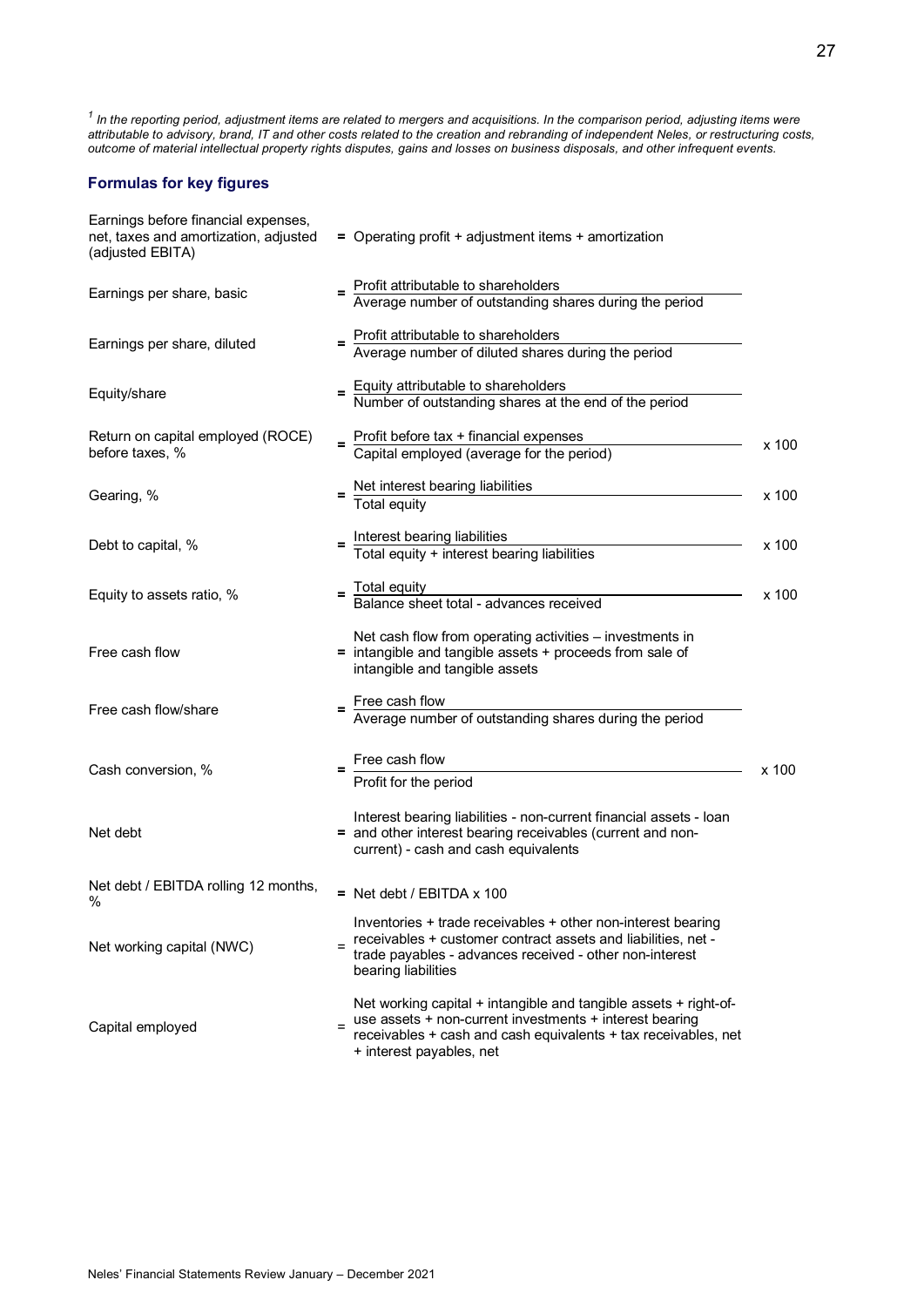[1] *In the reporting period, adjustment items are related to mergers and acquisitions. In the comparison period, adjusting items were attributable to advisory, brand, IT and other costs related to the creation and rebranding of independent Neles, or restructuring costs, outcome of material intellectual property rights disputes, gains and losses on business disposals, and other infrequent events.*

### Formulas for key figures

| Key figure | | Formula | |
|---|---|---|---|
| Earnings before financial expenses, net, taxes and amortization, adjusted (adjusted EBITA) | = | Operating profit + adjustment items + amortization | |
| Earnings per share, basic | = | Profit attributable to shareholders / Average number of outstanding shares during the period | |
| Earnings per share, diluted | = | Profit attributable to shareholders / Average number of diluted shares during the period | |
| Equity/share | = | Equity attributable to shareholders / Number of outstanding shares at the end of the period | |
| Return on capital employed (ROCE) before taxes, % | = | Profit before tax + financial expenses / Capital employed (average for the period) | x 100 |
| Gearing, % | = | Net interest bearing liabilities / Total equity | x 100 |
| Debt to capital, % | = | Interest bearing liabilities / Total equity + interest bearing liabilities | x 100 |
| Equity to assets ratio, % | = | Total equity / Balance sheet total - advances received | x 100 |
| Free cash flow | = | Net cash flow from operating activities – investments in intangible and tangible assets + proceeds from sale of intangible and tangible assets | |
| Free cash flow/share | = | Free cash flow / Average number of outstanding shares during the period | |
| Cash conversion, % | = | Free cash flow / Profit for the period | x 100 |
| Net debt | = | Interest bearing liabilities - non-current financial assets - loan and other interest bearing receivables (current and non-current) - cash and cash equivalents | |
| Net debt / EBITDA rolling 12 months, % | = | Net debt / EBITDA x 100 | |
| Net working capital (NWC) | = | Inventories + trade receivables + other non-interest bearing receivables + customer contract assets and liabilities, net - trade payables - advances received - other non-interest bearing liabilities | |
| Capital employed | = | Net working capital + intangible and tangible assets + right-of-use assets + non-current investments + interest bearing receivables + cash and cash equivalents + tax receivables, net + interest payables, net | |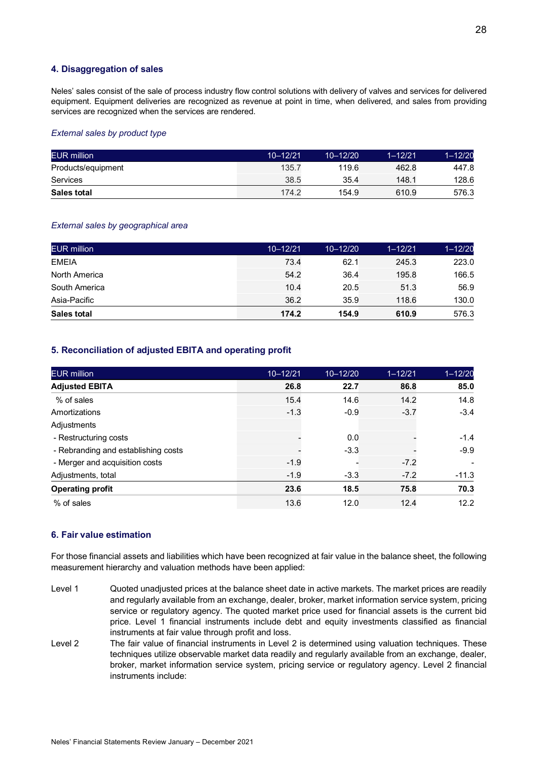### 4. Disaggregation of sales

Neles' sales consist of the sale of process industry flow control solutions with delivery of valves and services for delivered equipment. Equipment deliveries are recognized as revenue at point in time, when delivered, and sales from providing services are recognized when the services are rendered.

*External sales by product type*

| EUR million | 10–12/21 | 10–12/20 | 1–12/21 | 1–12/20 |
|---|---|---|---|---|
| Products/equipment | 135.7 | 119.6 | 462.8 | 447.8 |
| Services | 38.5 | 35.4 | 148.1 | 128.6 |
| **Sales total** | 174.2 | 154.9 | 610.9 | 576.3 |

*External sales by geographical area*

| EUR million | 10–12/21 | 10–12/20 | 1–12/21 | 1–12/20 |
|---|---|---|---|---|
| EMEIA | 73.4 | 62.1 | 245.3 | 223.0 |
| North America | 54.2 | 36.4 | 195.8 | 166.5 |
| South America | 10.4 | 20.5 | 51.3 | 56.9 |
| Asia-Pacific | 36.2 | 35.9 | 118.6 | 130.0 |
| **Sales total** | **174.2** | **154.9** | **610.9** | 576.3 |

### 5. Reconciliation of adjusted EBITA and operating profit

| EUR million | 10–12/21 | 10–12/20 | 1–12/21 | 1–12/20 |
|---|---|---|---|---|
| **Adjusted EBITA** | **26.8** | **22.7** | **86.8** | **85.0** |
| % of sales | 15.4 | 14.6 | 14.2 | 14.8 |
| Amortizations | -1.3 | -0.9 | -3.7 | -3.4 |
| Adjustments | | | | |
| - Restructuring costs | - | 0.0 | - | -1.4 |
| - Rebranding and establishing costs | - | -3.3 | - | -9.9 |
| - Merger and acquisition costs | -1.9 | - | -7.2 | - |
| Adjustments, total | -1.9 | -3.3 | -7.2 | -11.3 |
| **Operating profit** | **23.6** | **18.5** | **75.8** | **70.3** |
| % of sales | 13.6 | 12.0 | 12.4 | 12.2 |

### 6. Fair value estimation

For those financial assets and liabilities which have been recognized at fair value in the balance sheet, the following measurement hierarchy and valuation methods have been applied:

Level 1 — Quoted unadjusted prices at the balance sheet date in active markets. The market prices are readily and regularly available from an exchange, dealer, broker, market information service system, pricing service or regulatory agency. The quoted market price used for financial assets is the current bid price. Level 1 financial instruments include debt and equity investments classified as financial instruments at fair value through profit and loss.

Level 2 — The fair value of financial instruments in Level 2 is determined using valuation techniques. These techniques utilize observable market data readily and regularly available from an exchange, dealer, broker, market information service system, pricing service or regulatory agency. Level 2 financial instruments include: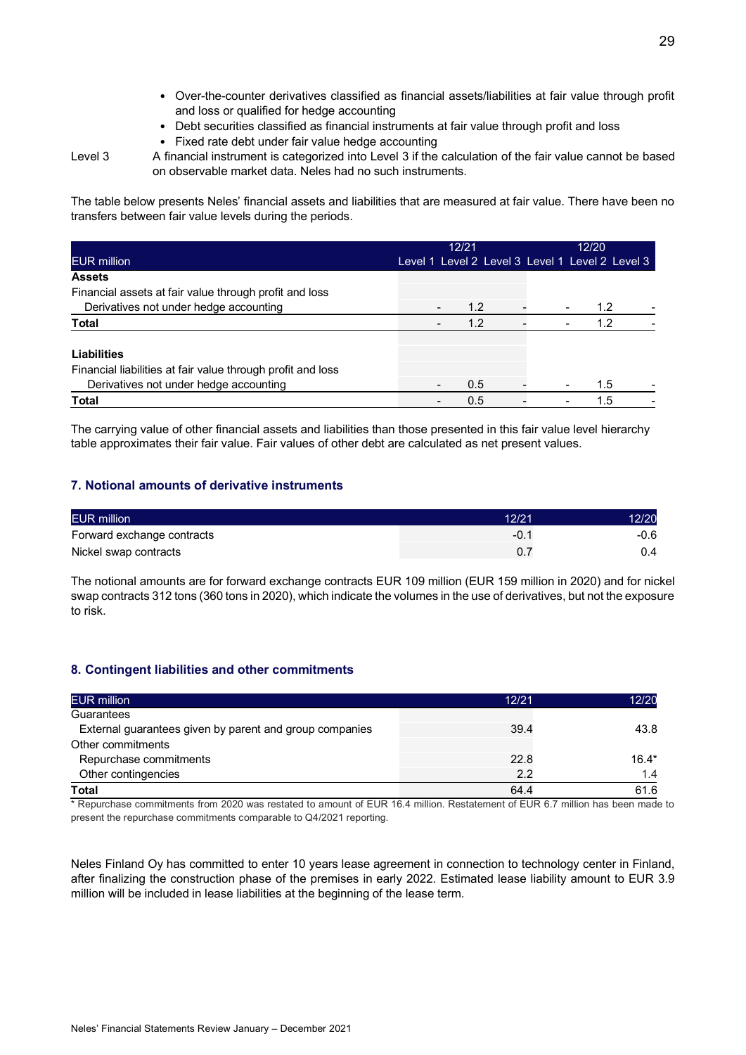- Over-the-counter derivatives classified as financial assets/liabilities at fair value through profit and loss or qualified for hedge accounting
- Debt securities classified as financial instruments at fair value through profit and loss
- Fixed rate debt under fair value hedge accounting

Level 3 A financial instrument is categorized into Level 3 if the calculation of the fair value cannot be based on observable market data. Neles had no such instruments.

The table below presents Neles' financial assets and liabilities that are measured at fair value. There have been no transfers between fair value levels during the periods.

| EUR million | 12/21 | | | 12/20 | | |
|---|---|---|---|---|---|---|
| | Level 1 | Level 2 | Level 3 | Level 1 | Level 2 | Level 3 |
| **Assets** | | | | | | |
| Financial assets at fair value through profit and loss | | | | | | |
| Derivatives not under hedge accounting | - | 1.2 | - | - | 1.2 | - |
| **Total** | - | 1.2 | - | - | 1.2 | - |
| | | | | | | |
| **Liabilities** | | | | | | |
| Financial liabilities at fair value through profit and loss | | | | | | |
| Derivatives not under hedge accounting | - | 0.5 | - | - | 1.5 | - |
| **Total** | - | 0.5 | - | - | 1.5 | - |

The carrying value of other financial assets and liabilities than those presented in this fair value level hierarchy table approximates their fair value. Fair values of other debt are calculated as net present values.

## 7. Notional amounts of derivative instruments

| EUR million | 12/21 | 12/20 |
|---|---|---|
| Forward exchange contracts | -0.1 | -0.6 |
| Nickel swap contracts | 0.7 | 0.4 |

The notional amounts are for forward exchange contracts EUR 109 million (EUR 159 million in 2020) and for nickel swap contracts 312 tons (360 tons in 2020), which indicate the volumes in the use of derivatives, but not the exposure to risk.

## 8. Contingent liabilities and other commitments

| EUR million | 12/21 | 12/20 |
|---|---|---|
| Guarantees | | |
| External guarantees given by parent and group companies | 39.4 | 43.8 |
| Other commitments | | |
| Repurchase commitments | 22.8 | 16.4* |
| Other contingencies | 2.2 | 1.4 |
| **Total** | 64.4 | 61.6 |

* Repurchase commitments from 2020 was restated to amount of EUR 16.4 million. Restatement of EUR 6.7 million has been made to present the repurchase commitments comparable to Q4/2021 reporting.

Neles Finland Oy has committed to enter 10 years lease agreement in connection to technology center in Finland, after finalizing the construction phase of the premises in early 2022. Estimated lease liability amount to EUR 3.9 million will be included in lease liabilities at the beginning of the lease term.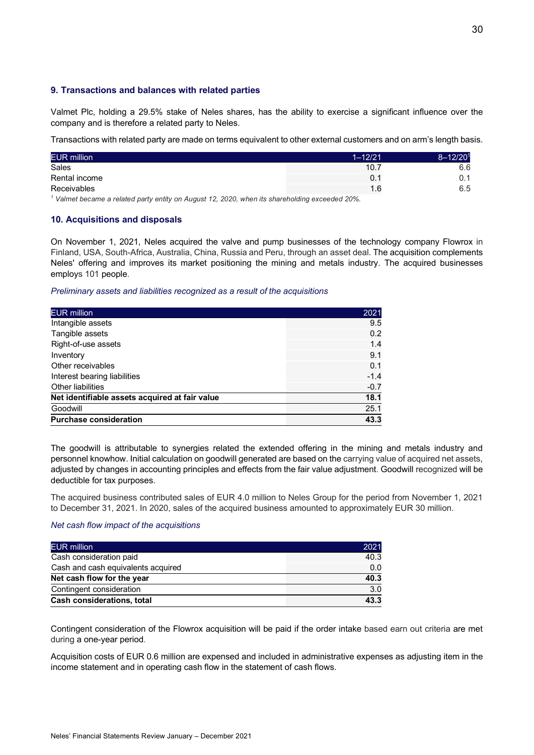## 9. Transactions and balances with related parties

Valmet Plc, holding a 29.5% stake of Neles shares, has the ability to exercise a significant influence over the company and is therefore a related party to Neles.

Transactions with related party are made on terms equivalent to other external customers and on arm's length basis.

| EUR million | 1–12/21 | 8–12/20[1] |
|---|---|---|
| Sales | 10.7 | 6.6 |
| Rental income | 0.1 | 0.1 |
| Receivables | 1.6 | 6.5 |

[1] *Valmet became a related party entity on August 12, 2020, when its shareholding exceeded 20%.*

## 10. Acquisitions and disposals

On November 1, 2021, Neles acquired the valve and pump businesses of the technology company Flowrox in Finland, USA, South-Africa, Australia, China, Russia and Peru, through an asset deal. The acquisition complements Neles' offering and improves its market positioning the mining and metals industry. The acquired businesses employs 101 people.

*Preliminary assets and liabilities recognized as a result of the acquisitions*

| EUR million | 2021 |
|---|---|
| Intangible assets | 9.5 |
| Tangible assets | 0.2 |
| Right-of-use assets | 1.4 |
| Inventory | 9.1 |
| Other receivables | 0.1 |
| Interest bearing liabilities | -1.4 |
| Other liabilities | -0.7 |
| **Net identifiable assets acquired at fair value** | **18.1** |
| Goodwill | 25.1 |
| **Purchase consideration** | **43.3** |

The goodwill is attributable to synergies related the extended offering in the mining and metals industry and personnel knowhow. Initial calculation on goodwill generated are based on the carrying value of acquired net assets, adjusted by changes in accounting principles and effects from the fair value adjustment. Goodwill recognized will be deductible for tax purposes.

The acquired business contributed sales of EUR 4.0 million to Neles Group for the period from November 1, 2021 to December 31, 2021. In 2020, sales of the acquired business amounted to approximately EUR 30 million.

*Net cash flow impact of the acquisitions*

| EUR million | 2021 |
|---|---|
| Cash consideration paid | 40.3 |
| Cash and cash equivalents acquired | 0.0 |
| **Net cash flow for the year** | **40.3** |
| Contingent consideration | 3.0 |
| **Cash considerations, total** | **43.3** |

Contingent consideration of the Flowrox acquisition will be paid if the order intake based earn out criteria are met during a one-year period.

Acquisition costs of EUR 0.6 million are expensed and included in administrative expenses as adjusting item in the income statement and in operating cash flow in the statement of cash flows.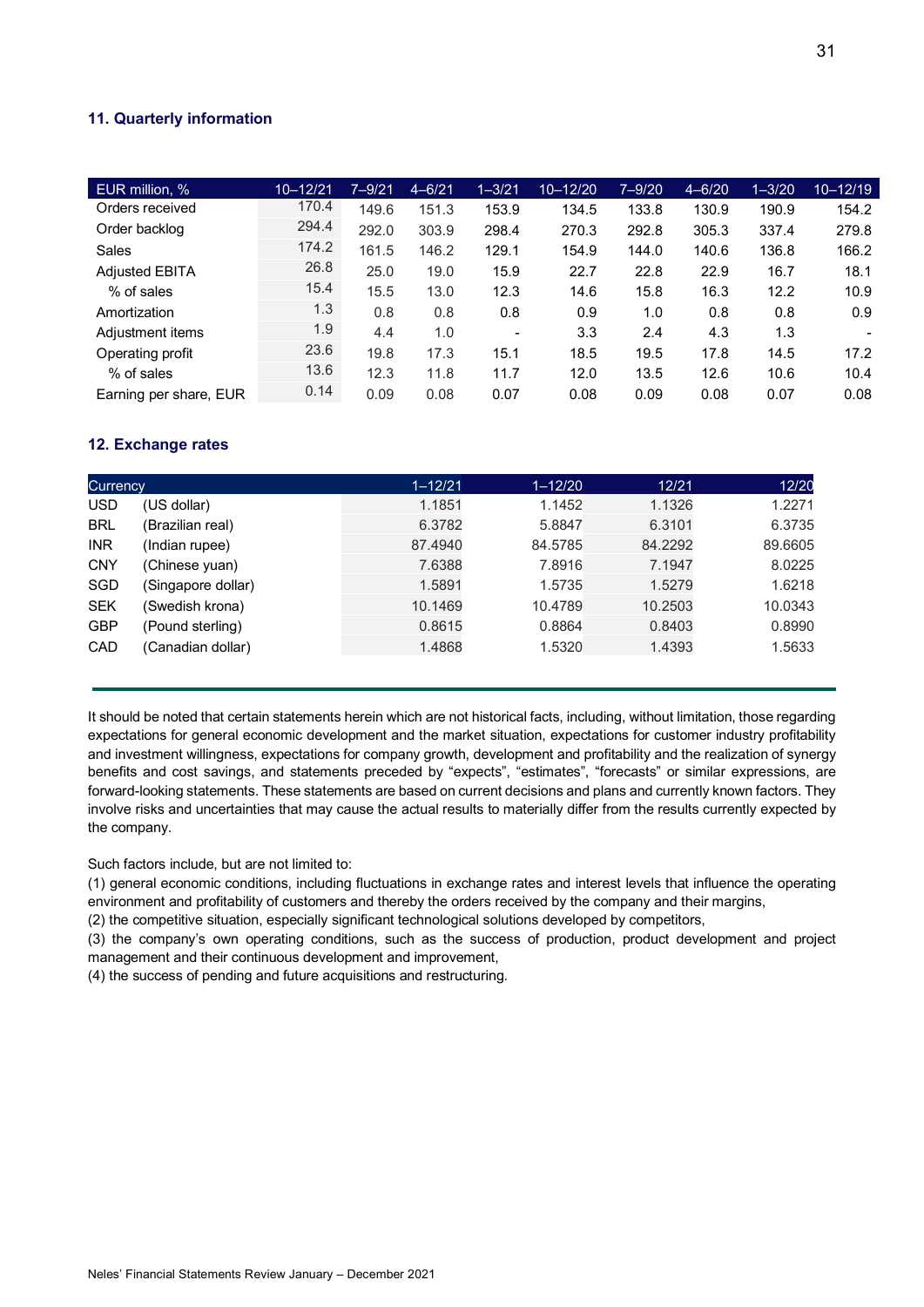## 11. Quarterly information

| EUR million, % | 10–12/21 | 7–9/21 | 4–6/21 | 1–3/21 | 10–12/20 | 7–9/20 | 4–6/20 | 1–3/20 | 10–12/19 |
|---|---|---|---|---|---|---|---|---|---|
| Orders received | 170.4 | 149.6 | 151.3 | 153.9 | 134.5 | 133.8 | 130.9 | 190.9 | 154.2 |
| Order backlog | 294.4 | 292.0 | 303.9 | 298.4 | 270.3 | 292.8 | 305.3 | 337.4 | 279.8 |
| Sales | 174.2 | 161.5 | 146.2 | 129.1 | 154.9 | 144.0 | 140.6 | 136.8 | 166.2 |
| Adjusted EBITA | 26.8 | 25.0 | 19.0 | 15.9 | 22.7 | 22.8 | 22.9 | 16.7 | 18.1 |
| % of sales | 15.4 | 15.5 | 13.0 | 12.3 | 14.6 | 15.8 | 16.3 | 12.2 | 10.9 |
| Amortization | 1.3 | 0.8 | 0.8 | 0.8 | 0.9 | 1.0 | 0.8 | 0.8 | 0.9 |
| Adjustment items | 1.9 | 4.4 | 1.0 | - | 3.3 | 2.4 | 4.3 | 1.3 | - |
| Operating profit | 23.6 | 19.8 | 17.3 | 15.1 | 18.5 | 19.5 | 17.8 | 14.5 | 17.2 |
| % of sales | 13.6 | 12.3 | 11.8 | 11.7 | 12.0 | 13.5 | 12.6 | 10.6 | 10.4 |
| Earning per share, EUR | 0.14 | 0.09 | 0.08 | 0.07 | 0.08 | 0.09 | 0.08 | 0.07 | 0.08 |

## 12. Exchange rates

| Currency | | 1–12/21 | 1–12/20 | 12/21 | 12/20 |
|---|---|---|---|---|---|
| USD | (US dollar) | 1.1851 | 1.1452 | 1.1326 | 1.2271 |
| BRL | (Brazilian real) | 6.3782 | 5.8847 | 6.3101 | 6.3735 |
| INR | (Indian rupee) | 87.4940 | 84.5785 | 84.2292 | 89.6605 |
| CNY | (Chinese yuan) | 7.6388 | 7.8916 | 7.1947 | 8.0225 |
| SGD | (Singapore dollar) | 1.5891 | 1.5735 | 1.5279 | 1.6218 |
| SEK | (Swedish krona) | 10.1469 | 10.4789 | 10.2503 | 10.0343 |
| GBP | (Pound sterling) | 0.8615 | 0.8864 | 0.8403 | 0.8990 |
| CAD | (Canadian dollar) | 1.4868 | 1.5320 | 1.4393 | 1.5633 |

---

It should be noted that certain statements herein which are not historical facts, including, without limitation, those regarding expectations for general economic development and the market situation, expectations for customer industry profitability and investment willingness, expectations for company growth, development and profitability and the realization of synergy benefits and cost savings, and statements preceded by "expects", "estimates", "forecasts" or similar expressions, are forward-looking statements. These statements are based on current decisions and plans and currently known factors. They involve risks and uncertainties that may cause the actual results to materially differ from the results currently expected by the company.

Such factors include, but are not limited to:

(1) general economic conditions, including fluctuations in exchange rates and interest levels that influence the operating environment and profitability of customers and thereby the orders received by the company and their margins,

(2) the competitive situation, especially significant technological solutions developed by competitors,

(3) the company's own operating conditions, such as the success of production, product development and project management and their continuous development and improvement,

(4) the success of pending and future acquisitions and restructuring.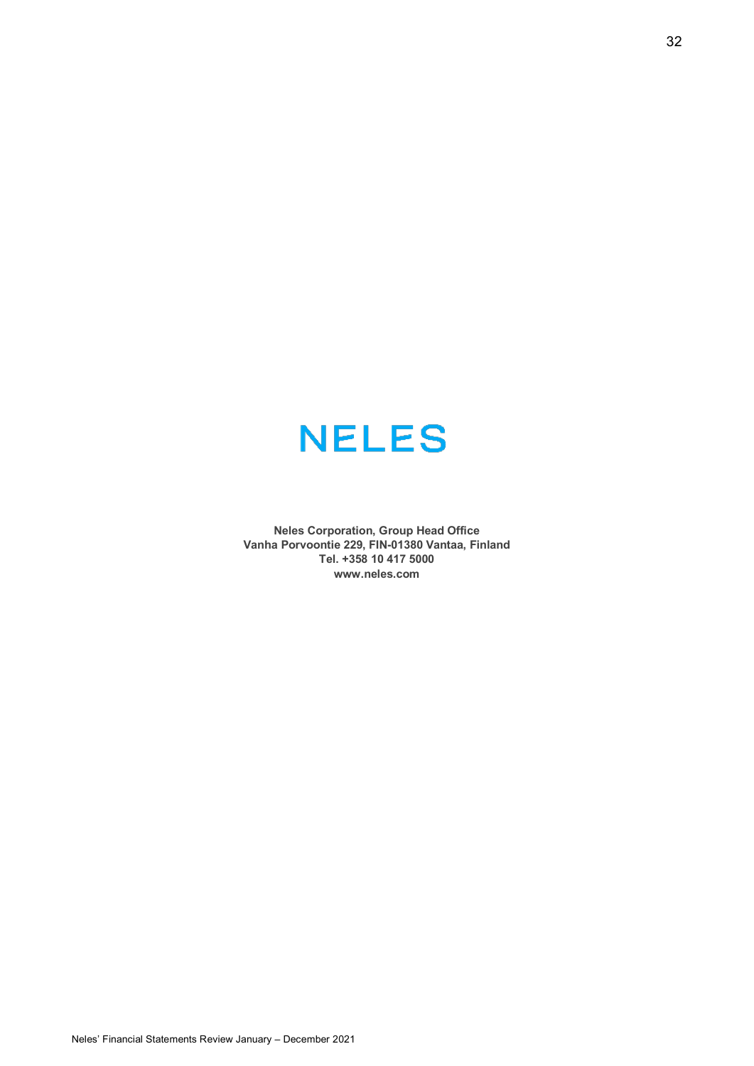NELES

**Neles Corporation, Group Head Office**
**Vanha Porvoontie 229, FIN-01380 Vantaa, Finland**
**Tel. +358 10 417 5000**
**www.neles.com**